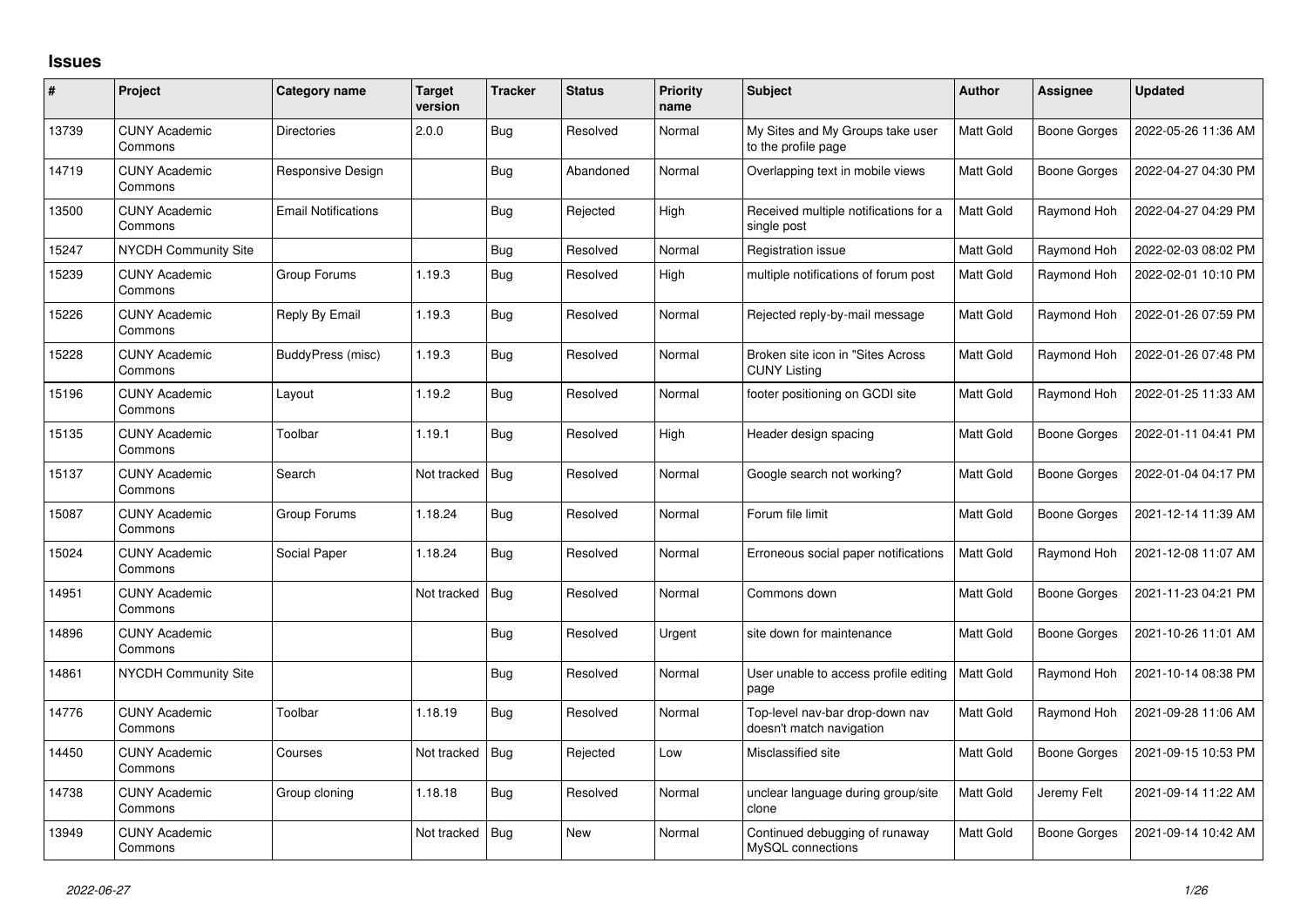# Issues

| # | Project | Category name | Target version | Tracker | Status | Priority name | Subject | Author | Assignee | Updated |
|---|---|---|---|---|---|---|---|---|---|---|
| 13739 | CUNY Academic Commons | Directories | 2.0.0 | Bug | Resolved | Normal | My Sites and My Groups take user to the profile page | Matt Gold | Boone Gorges | 2022-05-26 11:36 AM |
| 14719 | CUNY Academic Commons | Responsive Design | | Bug | Abandoned | Normal | Overlapping text in mobile views | Matt Gold | Boone Gorges | 2022-04-27 04:30 PM |
| 13500 | CUNY Academic Commons | Email Notifications | | Bug | Rejected | High | Received multiple notifications for a single post | Matt Gold | Raymond Hoh | 2022-04-27 04:29 PM |
| 15247 | NYCDH Community Site | | | Bug | Resolved | Normal | Registration issue | Matt Gold | Raymond Hoh | 2022-02-03 08:02 PM |
| 15239 | CUNY Academic Commons | Group Forums | 1.19.3 | Bug | Resolved | High | multiple notifications of forum post | Matt Gold | Raymond Hoh | 2022-02-01 10:10 PM |
| 15226 | CUNY Academic Commons | Reply By Email | 1.19.3 | Bug | Resolved | Normal | Rejected reply-by-mail message | Matt Gold | Raymond Hoh | 2022-01-26 07:59 PM |
| 15228 | CUNY Academic Commons | BuddyPress (misc) | 1.19.3 | Bug | Resolved | Normal | Broken site icon in "Sites Across CUNY Listing | Matt Gold | Raymond Hoh | 2022-01-26 07:48 PM |
| 15196 | CUNY Academic Commons | Layout | 1.19.2 | Bug | Resolved | Normal | footer positioning on GCDI site | Matt Gold | Raymond Hoh | 2022-01-25 11:33 AM |
| 15135 | CUNY Academic Commons | Toolbar | 1.19.1 | Bug | Resolved | High | Header design spacing | Matt Gold | Boone Gorges | 2022-01-11 04:41 PM |
| 15137 | CUNY Academic Commons | Search | Not tracked | Bug | Resolved | Normal | Google search not working? | Matt Gold | Boone Gorges | 2022-01-04 04:17 PM |
| 15087 | CUNY Academic Commons | Group Forums | 1.18.24 | Bug | Resolved | Normal | Forum file limit | Matt Gold | Boone Gorges | 2021-12-14 11:39 AM |
| 15024 | CUNY Academic Commons | Social Paper | 1.18.24 | Bug | Resolved | Normal | Erroneous social paper notifications | Matt Gold | Raymond Hoh | 2021-12-08 11:07 AM |
| 14951 | CUNY Academic Commons | | Not tracked | Bug | Resolved | Normal | Commons down | Matt Gold | Boone Gorges | 2021-11-23 04:21 PM |
| 14896 | CUNY Academic Commons | | | Bug | Resolved | Urgent | site down for maintenance | Matt Gold | Boone Gorges | 2021-10-26 11:01 AM |
| 14861 | NYCDH Community Site | | | Bug | Resolved | Normal | User unable to access profile editing page | Matt Gold | Raymond Hoh | 2021-10-14 08:38 PM |
| 14776 | CUNY Academic Commons | Toolbar | 1.18.19 | Bug | Resolved | Normal | Top-level nav-bar drop-down nav doesn't match navigation | Matt Gold | Raymond Hoh | 2021-09-28 11:06 AM |
| 14450 | CUNY Academic Commons | Courses | Not tracked | Bug | Rejected | Low | Misclassified site | Matt Gold | Boone Gorges | 2021-09-15 10:53 PM |
| 14738 | CUNY Academic Commons | Group cloning | 1.18.18 | Bug | Resolved | Normal | unclear language during group/site clone | Matt Gold | Jeremy Felt | 2021-09-14 11:22 AM |
| 13949 | CUNY Academic Commons | | Not tracked | Bug | New | Normal | Continued debugging of runaway MySQL connections | Matt Gold | Boone Gorges | 2021-09-14 10:42 AM |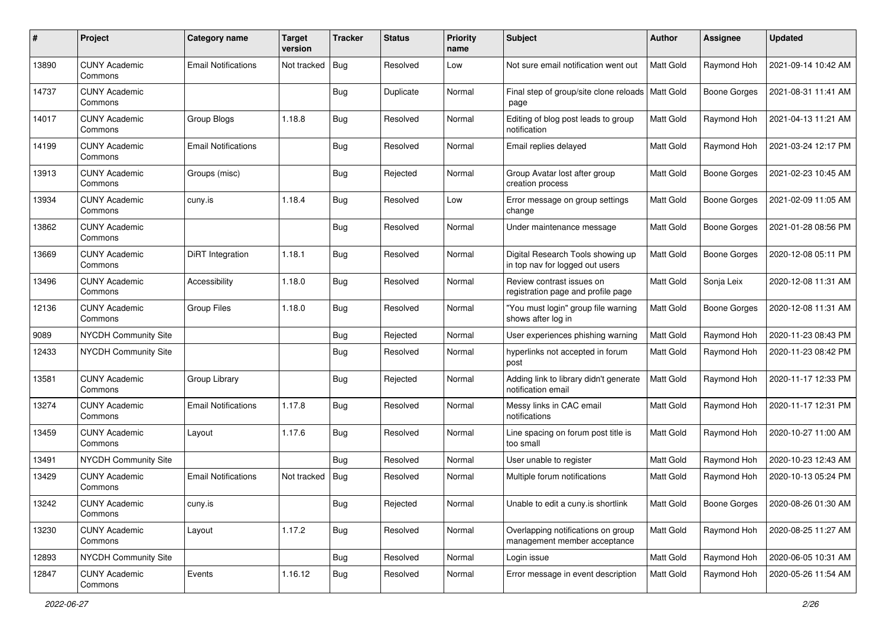| # | Project | Category name | Target version | Tracker | Status | Priority name | Subject | Author | Assignee | Updated |
|---|---|---|---|---|---|---|---|---|---|---|
| 13890 | CUNY Academic Commons | Email Notifications | Not tracked | Bug | Resolved | Low | Not sure email notification went out | Matt Gold | Raymond Hoh | 2021-09-14 10:42 AM |
| 14737 | CUNY Academic Commons | | | Bug | Duplicate | Normal | Final step of group/site clone reloads page | Matt Gold | Boone Gorges | 2021-08-31 11:41 AM |
| 14017 | CUNY Academic Commons | Group Blogs | 1.18.8 | Bug | Resolved | Normal | Editing of blog post leads to group notification | Matt Gold | Raymond Hoh | 2021-04-13 11:21 AM |
| 14199 | CUNY Academic Commons | Email Notifications | | Bug | Resolved | Normal | Email replies delayed | Matt Gold | Raymond Hoh | 2021-03-24 12:17 PM |
| 13913 | CUNY Academic Commons | Groups (misc) | | Bug | Rejected | Normal | Group Avatar lost after group creation process | Matt Gold | Boone Gorges | 2021-02-23 10:45 AM |
| 13934 | CUNY Academic Commons | cuny.is | 1.18.4 | Bug | Resolved | Low | Error message on group settings change | Matt Gold | Boone Gorges | 2021-02-09 11:05 AM |
| 13862 | CUNY Academic Commons | | | Bug | Resolved | Normal | Under maintenance message | Matt Gold | Boone Gorges | 2021-01-28 08:56 PM |
| 13669 | CUNY Academic Commons | DiRT Integration | 1.18.1 | Bug | Resolved | Normal | Digital Research Tools showing up in top nav for logged out users | Matt Gold | Boone Gorges | 2020-12-08 05:11 PM |
| 13496 | CUNY Academic Commons | Accessibility | 1.18.0 | Bug | Resolved | Normal | Review contrast issues on registration page and profile page | Matt Gold | Sonja Leix | 2020-12-08 11:31 AM |
| 12136 | CUNY Academic Commons | Group Files | 1.18.0 | Bug | Resolved | Normal | "You must login" group file warning shows after log in | Matt Gold | Boone Gorges | 2020-12-08 11:31 AM |
| 9089 | NYCDH Community Site | | | Bug | Rejected | Normal | User experiences phishing warning | Matt Gold | Raymond Hoh | 2020-11-23 08:43 PM |
| 12433 | NYCDH Community Site | | | Bug | Resolved | Normal | hyperlinks not accepted in forum post | Matt Gold | Raymond Hoh | 2020-11-23 08:42 PM |
| 13581 | CUNY Academic Commons | Group Library | | Bug | Rejected | Normal | Adding link to library didn't generate notification email | Matt Gold | Raymond Hoh | 2020-11-17 12:33 PM |
| 13274 | CUNY Academic Commons | Email Notifications | 1.17.8 | Bug | Resolved | Normal | Messy links in CAC email notifications | Matt Gold | Raymond Hoh | 2020-11-17 12:31 PM |
| 13459 | CUNY Academic Commons | Layout | 1.17.6 | Bug | Resolved | Normal | Line spacing on forum post title is too small | Matt Gold | Raymond Hoh | 2020-10-27 11:00 AM |
| 13491 | NYCDH Community Site | | | Bug | Resolved | Normal | User unable to register | Matt Gold | Raymond Hoh | 2020-10-23 12:43 AM |
| 13429 | CUNY Academic Commons | Email Notifications | Not tracked | Bug | Resolved | Normal | Multiple forum notifications | Matt Gold | Raymond Hoh | 2020-10-13 05:24 PM |
| 13242 | CUNY Academic Commons | cuny.is | | Bug | Rejected | Normal | Unable to edit a cuny.is shortlink | Matt Gold | Boone Gorges | 2020-08-26 01:30 AM |
| 13230 | CUNY Academic Commons | Layout | 1.17.2 | Bug | Resolved | Normal | Overlapping notifications on group management member acceptance | Matt Gold | Raymond Hoh | 2020-08-25 11:27 AM |
| 12893 | NYCDH Community Site | | | Bug | Resolved | Normal | Login issue | Matt Gold | Raymond Hoh | 2020-06-05 10:31 AM |
| 12847 | CUNY Academic Commons | Events | 1.16.12 | Bug | Resolved | Normal | Error message in event description | Matt Gold | Raymond Hoh | 2020-05-26 11:54 AM |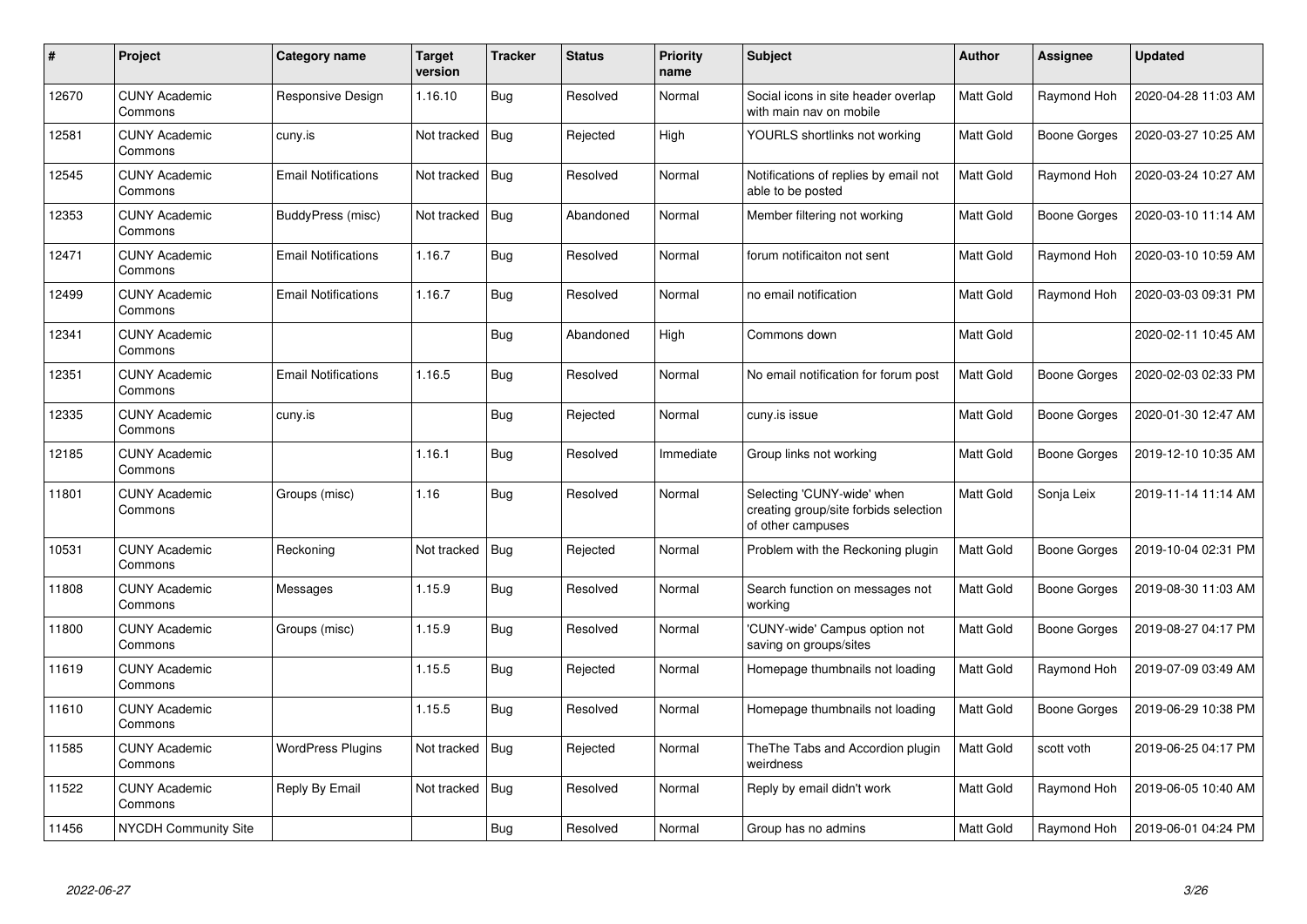| # | Project | Category name | Target version | Tracker | Status | Priority name | Subject | Author | Assignee | Updated |
|---|---|---|---|---|---|---|---|---|---|---|
| 12670 | CUNY Academic Commons | Responsive Design | 1.16.10 | Bug | Resolved | Normal | Social icons in site header overlap with main nav on mobile | Matt Gold | Raymond Hoh | 2020-04-28 11:03 AM |
| 12581 | CUNY Academic Commons | cuny.is | Not tracked | Bug | Rejected | High | YOURLS shortlinks not working | Matt Gold | Boone Gorges | 2020-03-27 10:25 AM |
| 12545 | CUNY Academic Commons | Email Notifications | Not tracked | Bug | Resolved | Normal | Notifications of replies by email not able to be posted | Matt Gold | Raymond Hoh | 2020-03-24 10:27 AM |
| 12353 | CUNY Academic Commons | BuddyPress (misc) | Not tracked | Bug | Abandoned | Normal | Member filtering not working | Matt Gold | Boone Gorges | 2020-03-10 11:14 AM |
| 12471 | CUNY Academic Commons | Email Notifications | 1.16.7 | Bug | Resolved | Normal | forum notificaiton not sent | Matt Gold | Raymond Hoh | 2020-03-10 10:59 AM |
| 12499 | CUNY Academic Commons | Email Notifications | 1.16.7 | Bug | Resolved | Normal | no email notification | Matt Gold | Raymond Hoh | 2020-03-03 09:31 PM |
| 12341 | CUNY Academic Commons | | | Bug | Abandoned | High | Commons down | Matt Gold | | 2020-02-11 10:45 AM |
| 12351 | CUNY Academic Commons | Email Notifications | 1.16.5 | Bug | Resolved | Normal | No email notification for forum post | Matt Gold | Boone Gorges | 2020-02-03 02:33 PM |
| 12335 | CUNY Academic Commons | cuny.is | | Bug | Rejected | Normal | cuny.is issue | Matt Gold | Boone Gorges | 2020-01-30 12:47 AM |
| 12185 | CUNY Academic Commons | | 1.16.1 | Bug | Resolved | Immediate | Group links not working | Matt Gold | Boone Gorges | 2019-12-10 10:35 AM |
| 11801 | CUNY Academic Commons | Groups (misc) | 1.16 | Bug | Resolved | Normal | Selecting 'CUNY-wide' when creating group/site forbids selection of other campuses | Matt Gold | Sonja Leix | 2019-11-14 11:14 AM |
| 10531 | CUNY Academic Commons | Reckoning | Not tracked | Bug | Rejected | Normal | Problem with the Reckoning plugin | Matt Gold | Boone Gorges | 2019-10-04 02:31 PM |
| 11808 | CUNY Academic Commons | Messages | 1.15.9 | Bug | Resolved | Normal | Search function on messages not working | Matt Gold | Boone Gorges | 2019-08-30 11:03 AM |
| 11800 | CUNY Academic Commons | Groups (misc) | 1.15.9 | Bug | Resolved | Normal | 'CUNY-wide' Campus option not saving on groups/sites | Matt Gold | Boone Gorges | 2019-08-27 04:17 PM |
| 11619 | CUNY Academic Commons | | 1.15.5 | Bug | Rejected | Normal | Homepage thumbnails not loading | Matt Gold | Raymond Hoh | 2019-07-09 03:49 AM |
| 11610 | CUNY Academic Commons | | 1.15.5 | Bug | Resolved | Normal | Homepage thumbnails not loading | Matt Gold | Boone Gorges | 2019-06-29 10:38 PM |
| 11585 | CUNY Academic Commons | WordPress Plugins | Not tracked | Bug | Rejected | Normal | TheThe Tabs and Accordion plugin weirdness | Matt Gold | scott voth | 2019-06-25 04:17 PM |
| 11522 | CUNY Academic Commons | Reply By Email | Not tracked | Bug | Resolved | Normal | Reply by email didn't work | Matt Gold | Raymond Hoh | 2019-06-05 10:40 AM |
| 11456 | NYCDH Community Site | | | Bug | Resolved | Normal | Group has no admins | Matt Gold | Raymond Hoh | 2019-06-01 04:24 PM |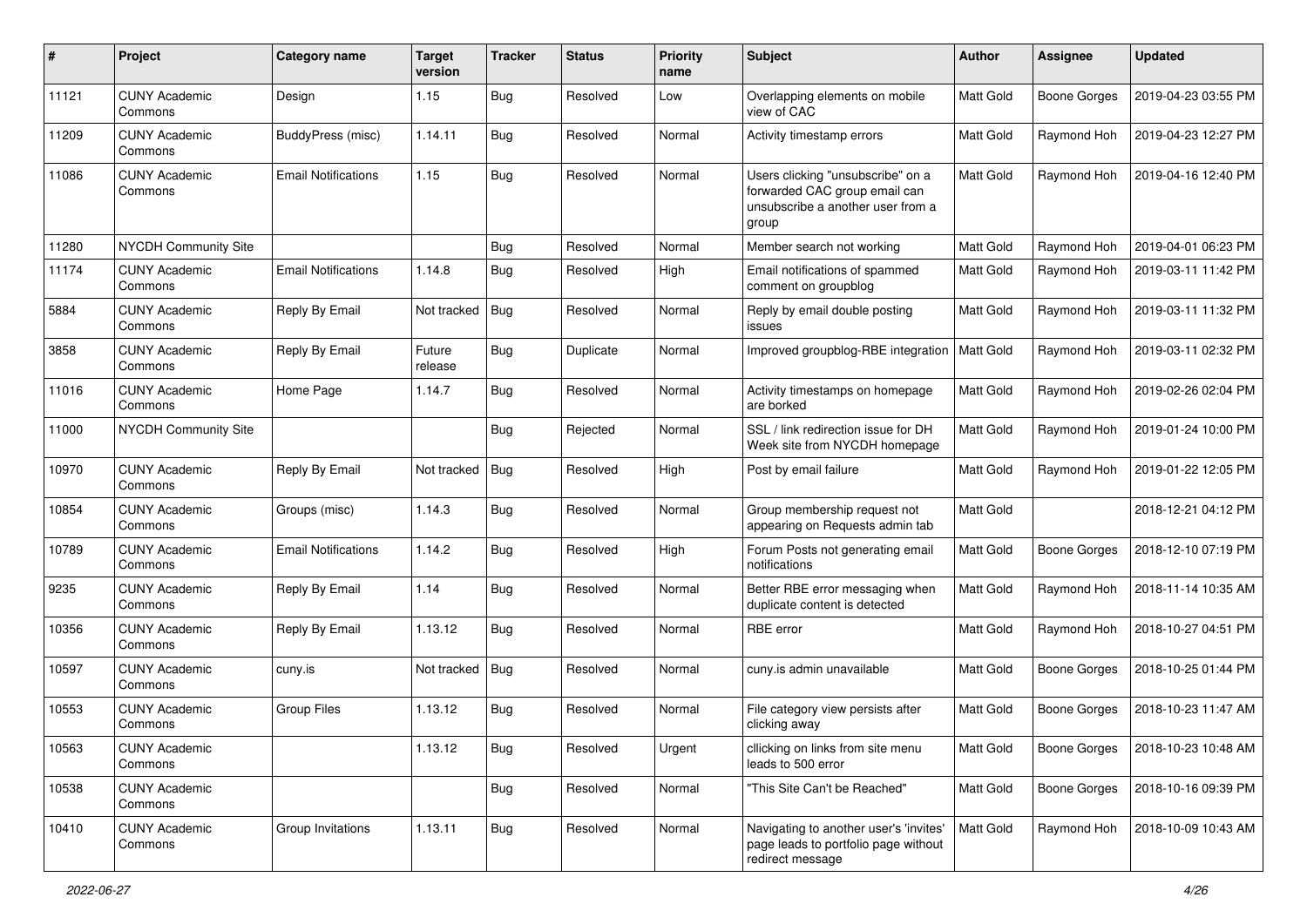| # | Project | Category name | Target version | Tracker | Status | Priority name | Subject | Author | Assignee | Updated |
|---|---|---|---|---|---|---|---|---|---|---|
| 11121 | CUNY Academic Commons | Design | 1.15 | Bug | Resolved | Low | Overlapping elements on mobile view of CAC | Matt Gold | Boone Gorges | 2019-04-23 03:55 PM |
| 11209 | CUNY Academic Commons | BuddyPress (misc) | 1.14.11 | Bug | Resolved | Normal | Activity timestamp errors | Matt Gold | Raymond Hoh | 2019-04-23 12:27 PM |
| 11086 | CUNY Academic Commons | Email Notifications | 1.15 | Bug | Resolved | Normal | Users clicking "unsubscribe" on a forwarded CAC group email can unsubscribe a another user from a group | Matt Gold | Raymond Hoh | 2019-04-16 12:40 PM |
| 11280 | NYCDH Community Site | | | Bug | Resolved | Normal | Member search not working | Matt Gold | Raymond Hoh | 2019-04-01 06:23 PM |
| 11174 | CUNY Academic Commons | Email Notifications | 1.14.8 | Bug | Resolved | High | Email notifications of spammed comment on groupblog | Matt Gold | Raymond Hoh | 2019-03-11 11:42 PM |
| 5884 | CUNY Academic Commons | Reply By Email | Not tracked | Bug | Resolved | Normal | Reply by email double posting issues | Matt Gold | Raymond Hoh | 2019-03-11 11:32 PM |
| 3858 | CUNY Academic Commons | Reply By Email | Future release | Bug | Duplicate | Normal | Improved groupblog-RBE integration | Matt Gold | Raymond Hoh | 2019-03-11 02:32 PM |
| 11016 | CUNY Academic Commons | Home Page | 1.14.7 | Bug | Resolved | Normal | Activity timestamps on homepage are borked | Matt Gold | Raymond Hoh | 2019-02-26 02:04 PM |
| 11000 | NYCDH Community Site | | | Bug | Rejected | Normal | SSL / link redirection issue for DH Week site from NYCDH homepage | Matt Gold | Raymond Hoh | 2019-01-24 10:00 PM |
| 10970 | CUNY Academic Commons | Reply By Email | Not tracked | Bug | Resolved | High | Post by email failure | Matt Gold | Raymond Hoh | 2019-01-22 12:05 PM |
| 10854 | CUNY Academic Commons | Groups (misc) | 1.14.3 | Bug | Resolved | Normal | Group membership request not appearing on Requests admin tab | Matt Gold | | 2018-12-21 04:12 PM |
| 10789 | CUNY Academic Commons | Email Notifications | 1.14.2 | Bug | Resolved | High | Forum Posts not generating email notifications | Matt Gold | Boone Gorges | 2018-12-10 07:19 PM |
| 9235 | CUNY Academic Commons | Reply By Email | 1.14 | Bug | Resolved | Normal | Better RBE error messaging when duplicate content is detected | Matt Gold | Raymond Hoh | 2018-11-14 10:35 AM |
| 10356 | CUNY Academic Commons | Reply By Email | 1.13.12 | Bug | Resolved | Normal | RBE error | Matt Gold | Raymond Hoh | 2018-10-27 04:51 PM |
| 10597 | CUNY Academic Commons | cuny.is | Not tracked | Bug | Resolved | Normal | cuny.is admin unavailable | Matt Gold | Boone Gorges | 2018-10-25 01:44 PM |
| 10553 | CUNY Academic Commons | Group Files | 1.13.12 | Bug | Resolved | Normal | File category view persists after clicking away | Matt Gold | Boone Gorges | 2018-10-23 11:47 AM |
| 10563 | CUNY Academic Commons | | 1.13.12 | Bug | Resolved | Urgent | cllicking on links from site menu leads to 500 error | Matt Gold | Boone Gorges | 2018-10-23 10:48 AM |
| 10538 | CUNY Academic Commons | | | Bug | Resolved | Normal | "This Site Can't be Reached" | Matt Gold | Boone Gorges | 2018-10-16 09:39 PM |
| 10410 | CUNY Academic Commons | Group Invitations | 1.13.11 | Bug | Resolved | Normal | Navigating to another user's 'invites' page leads to portfolio page without redirect message | Matt Gold | Raymond Hoh | 2018-10-09 10:43 AM |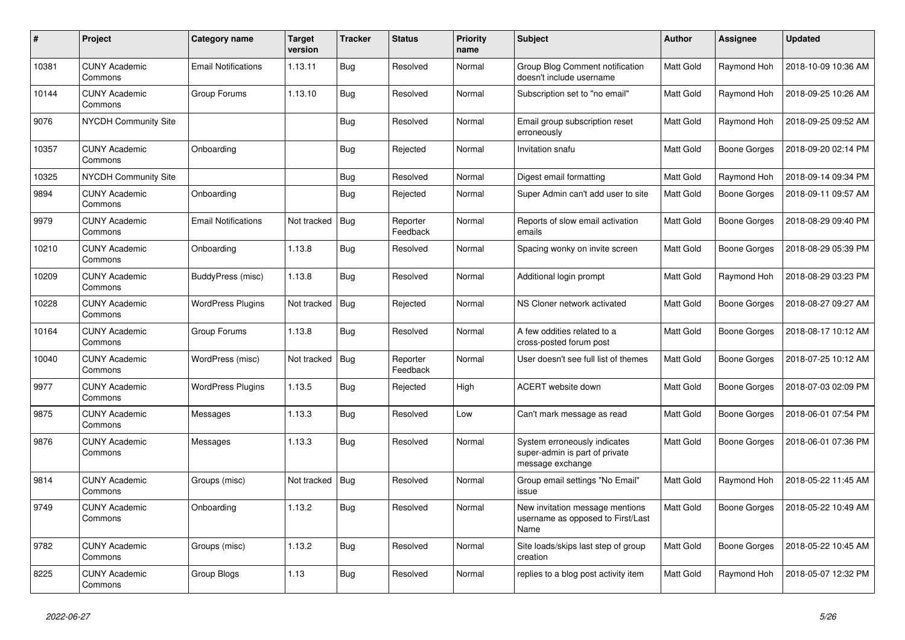| # | Project | Category name | Target version | Tracker | Status | Priority name | Subject | Author | Assignee | Updated |
|---|---|---|---|---|---|---|---|---|---|---|
| 10381 | CUNY Academic Commons | Email Notifications | 1.13.11 | Bug | Resolved | Normal | Group Blog Comment notification doesn't include username | Matt Gold | Raymond Hoh | 2018-10-09 10:36 AM |
| 10144 | CUNY Academic Commons | Group Forums | 1.13.10 | Bug | Resolved | Normal | Subscription set to "no email" | Matt Gold | Raymond Hoh | 2018-09-25 10:26 AM |
| 9076 | NYCDH Community Site | | | Bug | Resolved | Normal | Email group subscription reset erroneously | Matt Gold | Raymond Hoh | 2018-09-25 09:52 AM |
| 10357 | CUNY Academic Commons | Onboarding | | Bug | Rejected | Normal | Invitation snafu | Matt Gold | Boone Gorges | 2018-09-20 02:14 PM |
| 10325 | NYCDH Community Site | | | Bug | Resolved | Normal | Digest email formatting | Matt Gold | Raymond Hoh | 2018-09-14 09:34 PM |
| 9894 | CUNY Academic Commons | Onboarding | | Bug | Rejected | Normal | Super Admin can't add user to site | Matt Gold | Boone Gorges | 2018-09-11 09:57 AM |
| 9979 | CUNY Academic Commons | Email Notifications | Not tracked | Bug | Reporter Feedback | Normal | Reports of slow email activation emails | Matt Gold | Boone Gorges | 2018-08-29 09:40 PM |
| 10210 | CUNY Academic Commons | Onboarding | 1.13.8 | Bug | Resolved | Normal | Spacing wonky on invite screen | Matt Gold | Boone Gorges | 2018-08-29 05:39 PM |
| 10209 | CUNY Academic Commons | BuddyPress (misc) | 1.13.8 | Bug | Resolved | Normal | Additional login prompt | Matt Gold | Raymond Hoh | 2018-08-29 03:23 PM |
| 10228 | CUNY Academic Commons | WordPress Plugins | Not tracked | Bug | Rejected | Normal | NS Cloner network activated | Matt Gold | Boone Gorges | 2018-08-27 09:27 AM |
| 10164 | CUNY Academic Commons | Group Forums | 1.13.8 | Bug | Resolved | Normal | A few oddities related to a cross-posted forum post | Matt Gold | Boone Gorges | 2018-08-17 10:12 AM |
| 10040 | CUNY Academic Commons | WordPress (misc) | Not tracked | Bug | Reporter Feedback | Normal | User doesn't see full list of themes | Matt Gold | Boone Gorges | 2018-07-25 10:12 AM |
| 9977 | CUNY Academic Commons | WordPress Plugins | 1.13.5 | Bug | Rejected | High | ACERT website down | Matt Gold | Boone Gorges | 2018-07-03 02:09 PM |
| 9875 | CUNY Academic Commons | Messages | 1.13.3 | Bug | Resolved | Low | Can't mark message as read | Matt Gold | Boone Gorges | 2018-06-01 07:54 PM |
| 9876 | CUNY Academic Commons | Messages | 1.13.3 | Bug | Resolved | Normal | System erroneously indicates super-admin is part of private message exchange | Matt Gold | Boone Gorges | 2018-06-01 07:36 PM |
| 9814 | CUNY Academic Commons | Groups (misc) | Not tracked | Bug | Resolved | Normal | Group email settings "No Email" issue | Matt Gold | Raymond Hoh | 2018-05-22 11:45 AM |
| 9749 | CUNY Academic Commons | Onboarding | 1.13.2 | Bug | Resolved | Normal | New invitation message mentions username as opposed to First/Last Name | Matt Gold | Boone Gorges | 2018-05-22 10:49 AM |
| 9782 | CUNY Academic Commons | Groups (misc) | 1.13.2 | Bug | Resolved | Normal | Site loads/skips last step of group creation | Matt Gold | Boone Gorges | 2018-05-22 10:45 AM |
| 8225 | CUNY Academic Commons | Group Blogs | 1.13 | Bug | Resolved | Normal | replies to a blog post activity item | Matt Gold | Raymond Hoh | 2018-05-07 12:32 PM |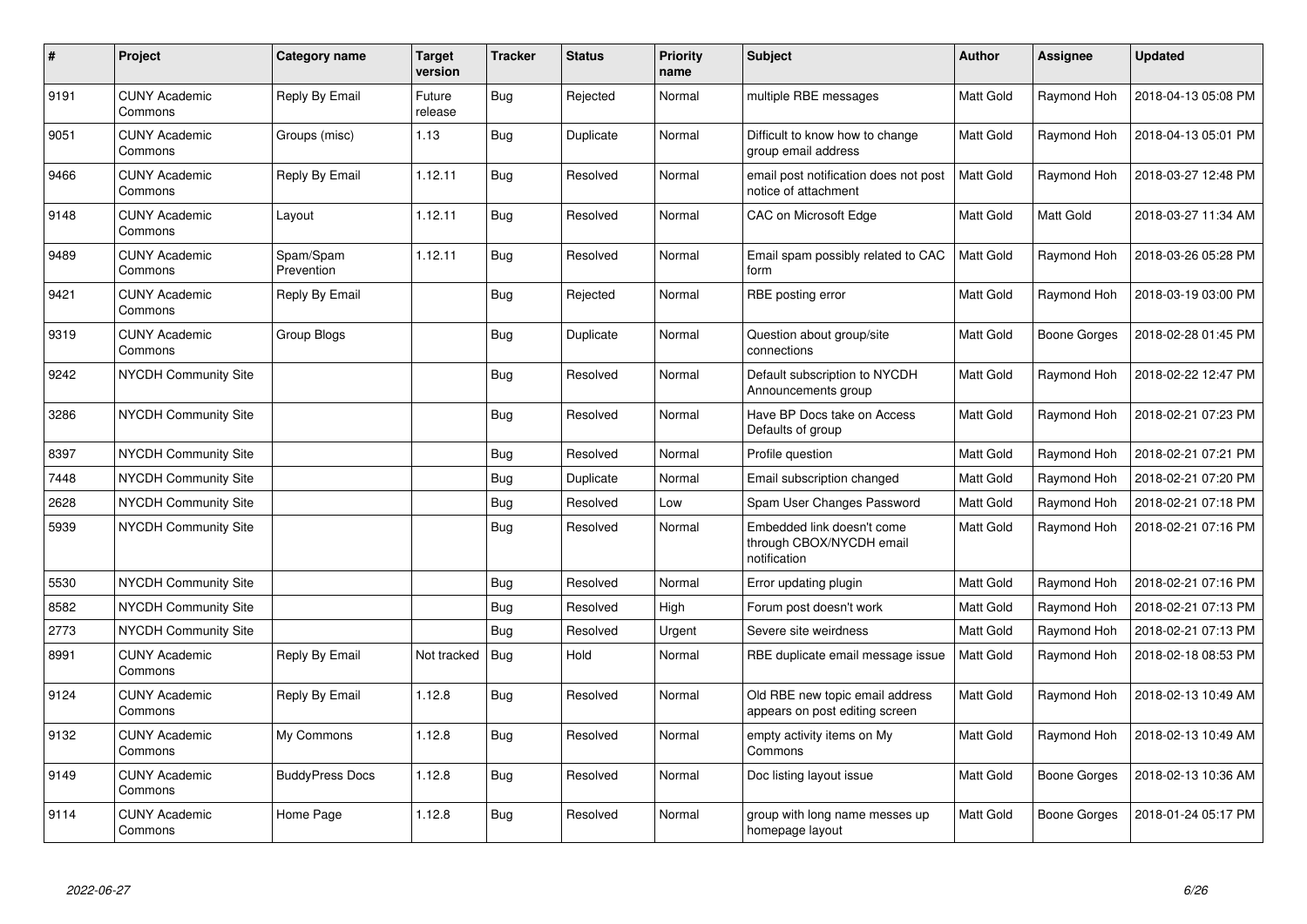| # | Project | Category name | Target version | Tracker | Status | Priority name | Subject | Author | Assignee | Updated |
|---|---|---|---|---|---|---|---|---|---|---|
| 9191 | CUNY Academic Commons | Reply By Email | Future release | Bug | Rejected | Normal | multiple RBE messages | Matt Gold | Raymond Hoh | 2018-04-13 05:08 PM |
| 9051 | CUNY Academic Commons | Groups (misc) | 1.13 | Bug | Duplicate | Normal | Difficult to know how to change group email address | Matt Gold | Raymond Hoh | 2018-04-13 05:01 PM |
| 9466 | CUNY Academic Commons | Reply By Email | 1.12.11 | Bug | Resolved | Normal | email post notification does not post notice of attachment | Matt Gold | Raymond Hoh | 2018-03-27 12:48 PM |
| 9148 | CUNY Academic Commons | Layout | 1.12.11 | Bug | Resolved | Normal | CAC on Microsoft Edge | Matt Gold | Matt Gold | 2018-03-27 11:34 AM |
| 9489 | CUNY Academic Commons | Spam/Spam Prevention | 1.12.11 | Bug | Resolved | Normal | Email spam possibly related to CAC form | Matt Gold | Raymond Hoh | 2018-03-26 05:28 PM |
| 9421 | CUNY Academic Commons | Reply By Email | | Bug | Rejected | Normal | RBE posting error | Matt Gold | Raymond Hoh | 2018-03-19 03:00 PM |
| 9319 | CUNY Academic Commons | Group Blogs | | Bug | Duplicate | Normal | Question about group/site connections | Matt Gold | Boone Gorges | 2018-02-28 01:45 PM |
| 9242 | NYCDH Community Site | | | Bug | Resolved | Normal | Default subscription to NYCDH Announcements group | Matt Gold | Raymond Hoh | 2018-02-22 12:47 PM |
| 3286 | NYCDH Community Site | | | Bug | Resolved | Normal | Have BP Docs take on Access Defaults of group | Matt Gold | Raymond Hoh | 2018-02-21 07:23 PM |
| 8397 | NYCDH Community Site | | | Bug | Resolved | Normal | Profile question | Matt Gold | Raymond Hoh | 2018-02-21 07:21 PM |
| 7448 | NYCDH Community Site | | | Bug | Duplicate | Normal | Email subscription changed | Matt Gold | Raymond Hoh | 2018-02-21 07:20 PM |
| 2628 | NYCDH Community Site | | | Bug | Resolved | Low | Spam User Changes Password | Matt Gold | Raymond Hoh | 2018-02-21 07:18 PM |
| 5939 | NYCDH Community Site | | | Bug | Resolved | Normal | Embedded link doesn't come through CBOX/NYCDH email notification | Matt Gold | Raymond Hoh | 2018-02-21 07:16 PM |
| 5530 | NYCDH Community Site | | | Bug | Resolved | Normal | Error updating plugin | Matt Gold | Raymond Hoh | 2018-02-21 07:16 PM |
| 8582 | NYCDH Community Site | | | Bug | Resolved | High | Forum post doesn't work | Matt Gold | Raymond Hoh | 2018-02-21 07:13 PM |
| 2773 | NYCDH Community Site | | | Bug | Resolved | Urgent | Severe site weirdness | Matt Gold | Raymond Hoh | 2018-02-21 07:13 PM |
| 8991 | CUNY Academic Commons | Reply By Email | Not tracked | Bug | Hold | Normal | RBE duplicate email message issue | Matt Gold | Raymond Hoh | 2018-02-18 08:53 PM |
| 9124 | CUNY Academic Commons | Reply By Email | 1.12.8 | Bug | Resolved | Normal | Old RBE new topic email address appears on post editing screen | Matt Gold | Raymond Hoh | 2018-02-13 10:49 AM |
| 9132 | CUNY Academic Commons | My Commons | 1.12.8 | Bug | Resolved | Normal | empty activity items on My Commons | Matt Gold | Raymond Hoh | 2018-02-13 10:49 AM |
| 9149 | CUNY Academic Commons | BuddyPress Docs | 1.12.8 | Bug | Resolved | Normal | Doc listing layout issue | Matt Gold | Boone Gorges | 2018-02-13 10:36 AM |
| 9114 | CUNY Academic Commons | Home Page | 1.12.8 | Bug | Resolved | Normal | group with long name messes up homepage layout | Matt Gold | Boone Gorges | 2018-01-24 05:17 PM |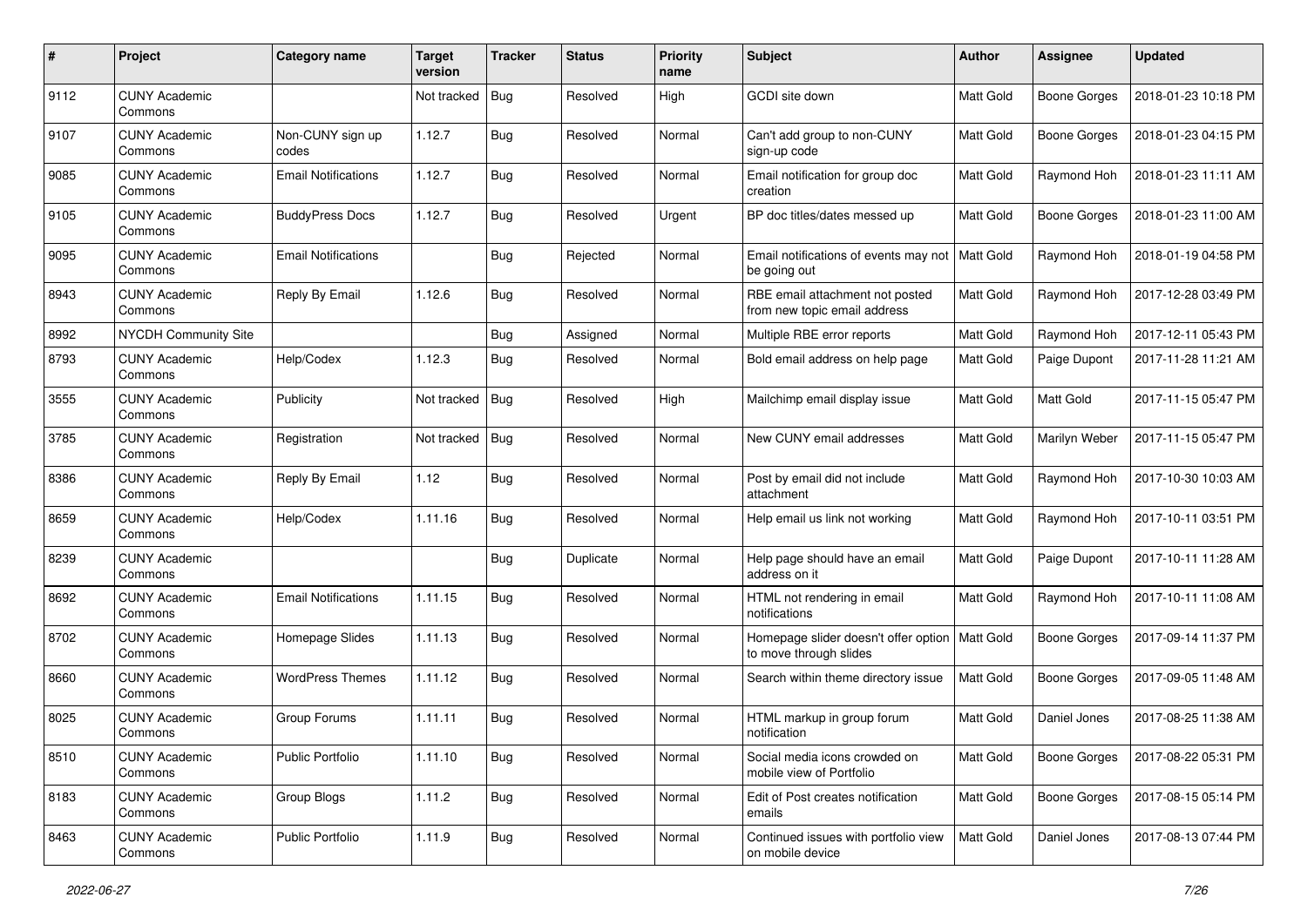| # | Project | Category name | Target version | Tracker | Status | Priority name | Subject | Author | Assignee | Updated |
|---|---|---|---|---|---|---|---|---|---|---|
| 9112 | CUNY Academic Commons | | Not tracked | Bug | Resolved | High | GCDI site down | Matt Gold | Boone Gorges | 2018-01-23 10:18 PM |
| 9107 | CUNY Academic Commons | Non-CUNY sign up codes | 1.12.7 | Bug | Resolved | Normal | Can't add group to non-CUNY sign-up code | Matt Gold | Boone Gorges | 2018-01-23 04:15 PM |
| 9085 | CUNY Academic Commons | Email Notifications | 1.12.7 | Bug | Resolved | Normal | Email notification for group doc creation | Matt Gold | Raymond Hoh | 2018-01-23 11:11 AM |
| 9105 | CUNY Academic Commons | BuddyPress Docs | 1.12.7 | Bug | Resolved | Urgent | BP doc titles/dates messed up | Matt Gold | Boone Gorges | 2018-01-23 11:00 AM |
| 9095 | CUNY Academic Commons | Email Notifications | | Bug | Rejected | Normal | Email notifications of events may not be going out | Matt Gold | Raymond Hoh | 2018-01-19 04:58 PM |
| 8943 | CUNY Academic Commons | Reply By Email | 1.12.6 | Bug | Resolved | Normal | RBE email attachment not posted from new topic email address | Matt Gold | Raymond Hoh | 2017-12-28 03:49 PM |
| 8992 | NYCDH Community Site | | | Bug | Assigned | Normal | Multiple RBE error reports | Matt Gold | Raymond Hoh | 2017-12-11 05:43 PM |
| 8793 | CUNY Academic Commons | Help/Codex | 1.12.3 | Bug | Resolved | Normal | Bold email address on help page | Matt Gold | Paige Dupont | 2017-11-28 11:21 AM |
| 3555 | CUNY Academic Commons | Publicity | Not tracked | Bug | Resolved | High | Mailchimp email display issue | Matt Gold | Matt Gold | 2017-11-15 05:47 PM |
| 3785 | CUNY Academic Commons | Registration | Not tracked | Bug | Resolved | Normal | New CUNY email addresses | Matt Gold | Marilyn Weber | 2017-11-15 05:47 PM |
| 8386 | CUNY Academic Commons | Reply By Email | 1.12 | Bug | Resolved | Normal | Post by email did not include attachment | Matt Gold | Raymond Hoh | 2017-10-30 10:03 AM |
| 8659 | CUNY Academic Commons | Help/Codex | 1.11.16 | Bug | Resolved | Normal | Help email us link not working | Matt Gold | Raymond Hoh | 2017-10-11 03:51 PM |
| 8239 | CUNY Academic Commons | | | Bug | Duplicate | Normal | Help page should have an email address on it | Matt Gold | Paige Dupont | 2017-10-11 11:28 AM |
| 8692 | CUNY Academic Commons | Email Notifications | 1.11.15 | Bug | Resolved | Normal | HTML not rendering in email notifications | Matt Gold | Raymond Hoh | 2017-10-11 11:08 AM |
| 8702 | CUNY Academic Commons | Homepage Slides | 1.11.13 | Bug | Resolved | Normal | Homepage slider doesn't offer option to move through slides | Matt Gold | Boone Gorges | 2017-09-14 11:37 PM |
| 8660 | CUNY Academic Commons | WordPress Themes | 1.11.12 | Bug | Resolved | Normal | Search within theme directory issue | Matt Gold | Boone Gorges | 2017-09-05 11:48 AM |
| 8025 | CUNY Academic Commons | Group Forums | 1.11.11 | Bug | Resolved | Normal | HTML markup in group forum notification | Matt Gold | Daniel Jones | 2017-08-25 11:38 AM |
| 8510 | CUNY Academic Commons | Public Portfolio | 1.11.10 | Bug | Resolved | Normal | Social media icons crowded on mobile view of Portfolio | Matt Gold | Boone Gorges | 2017-08-22 05:31 PM |
| 8183 | CUNY Academic Commons | Group Blogs | 1.11.2 | Bug | Resolved | Normal | Edit of Post creates notification emails | Matt Gold | Boone Gorges | 2017-08-15 05:14 PM |
| 8463 | CUNY Academic Commons | Public Portfolio | 1.11.9 | Bug | Resolved | Normal | Continued issues with portfolio view on mobile device | Matt Gold | Daniel Jones | 2017-08-13 07:44 PM |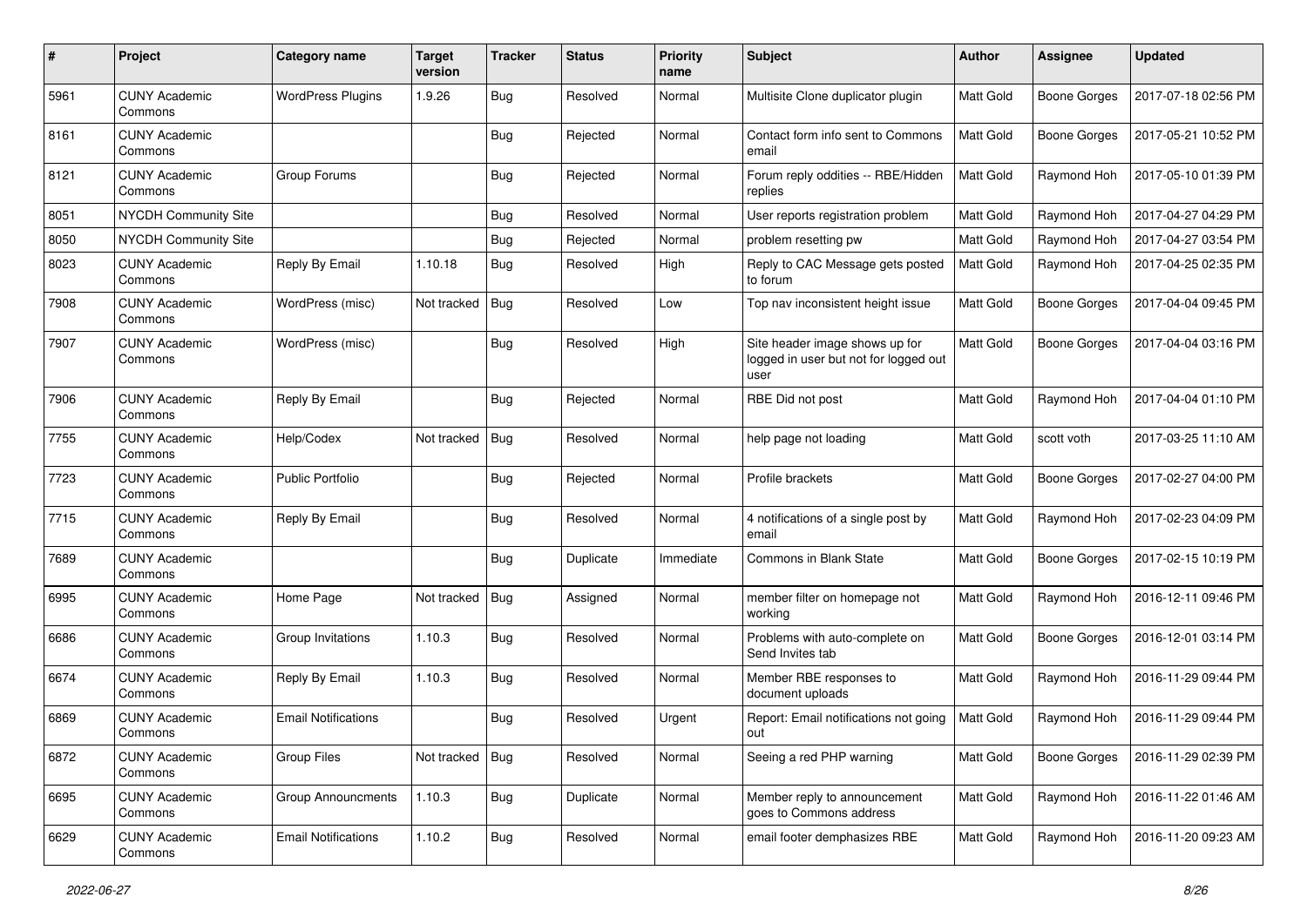| # | Project | Category name | Target version | Tracker | Status | Priority name | Subject | Author | Assignee | Updated |
|---|---|---|---|---|---|---|---|---|---|---|
| 5961 | CUNY Academic Commons | WordPress Plugins | 1.9.26 | Bug | Resolved | Normal | Multisite Clone duplicator plugin | Matt Gold | Boone Gorges | 2017-07-18 02:56 PM |
| 8161 | CUNY Academic Commons | | | Bug | Rejected | Normal | Contact form info sent to Commons email | Matt Gold | Boone Gorges | 2017-05-21 10:52 PM |
| 8121 | CUNY Academic Commons | Group Forums | | Bug | Rejected | Normal | Forum reply oddities -- RBE/Hidden replies | Matt Gold | Raymond Hoh | 2017-05-10 01:39 PM |
| 8051 | NYCDH Community Site | | | Bug | Resolved | Normal | User reports registration problem | Matt Gold | Raymond Hoh | 2017-04-27 04:29 PM |
| 8050 | NYCDH Community Site | | | Bug | Rejected | Normal | problem resetting pw | Matt Gold | Raymond Hoh | 2017-04-27 03:54 PM |
| 8023 | CUNY Academic Commons | Reply By Email | 1.10.18 | Bug | Resolved | High | Reply to CAC Message gets posted to forum | Matt Gold | Raymond Hoh | 2017-04-25 02:35 PM |
| 7908 | CUNY Academic Commons | WordPress (misc) | Not tracked | Bug | Resolved | Low | Top nav inconsistent height issue | Matt Gold | Boone Gorges | 2017-04-04 09:45 PM |
| 7907 | CUNY Academic Commons | WordPress (misc) | | Bug | Resolved | High | Site header image shows up for logged in user but not for logged out user | Matt Gold | Boone Gorges | 2017-04-04 03:16 PM |
| 7906 | CUNY Academic Commons | Reply By Email | | Bug | Rejected | Normal | RBE Did not post | Matt Gold | Raymond Hoh | 2017-04-04 01:10 PM |
| 7755 | CUNY Academic Commons | Help/Codex | Not tracked | Bug | Resolved | Normal | help page not loading | Matt Gold | scott voth | 2017-03-25 11:10 AM |
| 7723 | CUNY Academic Commons | Public Portfolio | | Bug | Rejected | Normal | Profile brackets | Matt Gold | Boone Gorges | 2017-02-27 04:00 PM |
| 7715 | CUNY Academic Commons | Reply By Email | | Bug | Resolved | Normal | 4 notifications of a single post by email | Matt Gold | Raymond Hoh | 2017-02-23 04:09 PM |
| 7689 | CUNY Academic Commons | | | Bug | Duplicate | Immediate | Commons in Blank State | Matt Gold | Boone Gorges | 2017-02-15 10:19 PM |
| 6995 | CUNY Academic Commons | Home Page | Not tracked | Bug | Assigned | Normal | member filter on homepage not working | Matt Gold | Raymond Hoh | 2016-12-11 09:46 PM |
| 6686 | CUNY Academic Commons | Group Invitations | 1.10.3 | Bug | Resolved | Normal | Problems with auto-complete on Send Invites tab | Matt Gold | Boone Gorges | 2016-12-01 03:14 PM |
| 6674 | CUNY Academic Commons | Reply By Email | 1.10.3 | Bug | Resolved | Normal | Member RBE responses to document uploads | Matt Gold | Raymond Hoh | 2016-11-29 09:44 PM |
| 6869 | CUNY Academic Commons | Email Notifications | | Bug | Resolved | Urgent | Report: Email notifications not going out | Matt Gold | Raymond Hoh | 2016-11-29 09:44 PM |
| 6872 | CUNY Academic Commons | Group Files | Not tracked | Bug | Resolved | Normal | Seeing a red PHP warning | Matt Gold | Boone Gorges | 2016-11-29 02:39 PM |
| 6695 | CUNY Academic Commons | Group Announcments | 1.10.3 | Bug | Duplicate | Normal | Member reply to announcement goes to Commons address | Matt Gold | Raymond Hoh | 2016-11-22 01:46 AM |
| 6629 | CUNY Academic Commons | Email Notifications | 1.10.2 | Bug | Resolved | Normal | email footer demphasizes RBE | Matt Gold | Raymond Hoh | 2016-11-20 09:23 AM |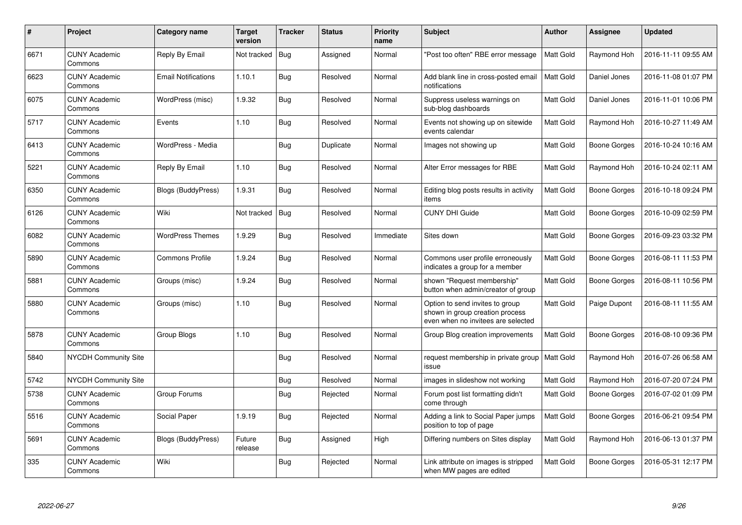| # | Project | Category name | Target version | Tracker | Status | Priority name | Subject | Author | Assignee | Updated |
|---|---|---|---|---|---|---|---|---|---|---|
| 6671 | CUNY Academic Commons | Reply By Email | Not tracked | Bug | Assigned | Normal | "Post too often" RBE error message | Matt Gold | Raymond Hoh | 2016-11-11 09:55 AM |
| 6623 | CUNY Academic Commons | Email Notifications | 1.10.1 | Bug | Resolved | Normal | Add blank line in cross-posted email notifications | Matt Gold | Daniel Jones | 2016-11-08 01:07 PM |
| 6075 | CUNY Academic Commons | WordPress (misc) | 1.9.32 | Bug | Resolved | Normal | Suppress useless warnings on sub-blog dashboards | Matt Gold | Daniel Jones | 2016-11-01 10:06 PM |
| 5717 | CUNY Academic Commons | Events | 1.10 | Bug | Resolved | Normal | Events not showing up on sitewide events calendar | Matt Gold | Raymond Hoh | 2016-10-27 11:49 AM |
| 6413 | CUNY Academic Commons | WordPress - Media | | Bug | Duplicate | Normal | Images not showing up | Matt Gold | Boone Gorges | 2016-10-24 10:16 AM |
| 5221 | CUNY Academic Commons | Reply By Email | 1.10 | Bug | Resolved | Normal | Alter Error messages for RBE | Matt Gold | Raymond Hoh | 2016-10-24 02:11 AM |
| 6350 | CUNY Academic Commons | Blogs (BuddyPress) | 1.9.31 | Bug | Resolved | Normal | Editing blog posts results in activity items | Matt Gold | Boone Gorges | 2016-10-18 09:24 PM |
| 6126 | CUNY Academic Commons | Wiki | Not tracked | Bug | Resolved | Normal | CUNY DHI Guide | Matt Gold | Boone Gorges | 2016-10-09 02:59 PM |
| 6082 | CUNY Academic Commons | WordPress Themes | 1.9.29 | Bug | Resolved | Immediate | Sites down | Matt Gold | Boone Gorges | 2016-09-23 03:32 PM |
| 5890 | CUNY Academic Commons | Commons Profile | 1.9.24 | Bug | Resolved | Normal | Commons user profile erroneously indicates a group for a member | Matt Gold | Boone Gorges | 2016-08-11 11:53 PM |
| 5881 | CUNY Academic Commons | Groups (misc) | 1.9.24 | Bug | Resolved | Normal | shown "Request membership" button when admin/creator of group | Matt Gold | Boone Gorges | 2016-08-11 10:56 PM |
| 5880 | CUNY Academic Commons | Groups (misc) | 1.10 | Bug | Resolved | Normal | Option to send invites to group shown in group creation process even when no invitees are selected | Matt Gold | Paige Dupont | 2016-08-11 11:55 AM |
| 5878 | CUNY Academic Commons | Group Blogs | 1.10 | Bug | Resolved | Normal | Group Blog creation improvements | Matt Gold | Boone Gorges | 2016-08-10 09:36 PM |
| 5840 | NYCDH Community Site | | | Bug | Resolved | Normal | request membership in private group issue | Matt Gold | Raymond Hoh | 2016-07-26 06:58 AM |
| 5742 | NYCDH Community Site | | | Bug | Resolved | Normal | images in slideshow not working | Matt Gold | Raymond Hoh | 2016-07-20 07:24 PM |
| 5738 | CUNY Academic Commons | Group Forums | | Bug | Rejected | Normal | Forum post list formatting didn't come through | Matt Gold | Boone Gorges | 2016-07-02 01:09 PM |
| 5516 | CUNY Academic Commons | Social Paper | 1.9.19 | Bug | Rejected | Normal | Adding a link to Social Paper jumps position to top of page | Matt Gold | Boone Gorges | 2016-06-21 09:54 PM |
| 5691 | CUNY Academic Commons | Blogs (BuddyPress) | Future release | Bug | Assigned | High | Differing numbers on Sites display | Matt Gold | Raymond Hoh | 2016-06-13 01:37 PM |
| 335 | CUNY Academic Commons | Wiki | | Bug | Rejected | Normal | Link attribute on images is stripped when MW pages are edited | Matt Gold | Boone Gorges | 2016-05-31 12:17 PM |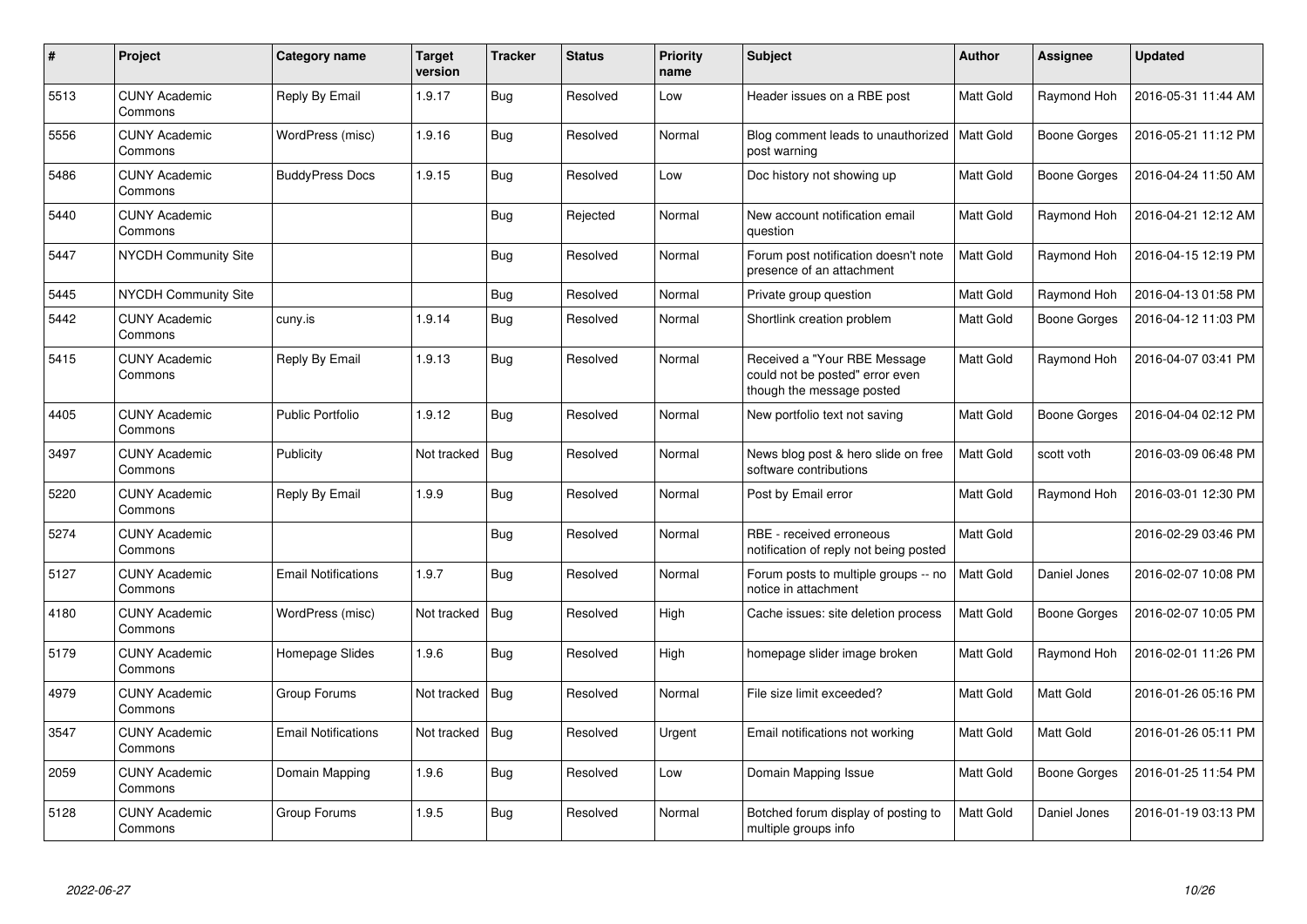| # | Project | Category name | Target version | Tracker | Status | Priority name | Subject | Author | Assignee | Updated |
|---|---|---|---|---|---|---|---|---|---|---|
| 5513 | CUNY Academic Commons | Reply By Email | 1.9.17 | Bug | Resolved | Low | Header issues on a RBE post | Matt Gold | Raymond Hoh | 2016-05-31 11:44 AM |
| 5556 | CUNY Academic Commons | WordPress (misc) | 1.9.16 | Bug | Resolved | Normal | Blog comment leads to unauthorized post warning | Matt Gold | Boone Gorges | 2016-05-21 11:12 PM |
| 5486 | CUNY Academic Commons | BuddyPress Docs | 1.9.15 | Bug | Resolved | Low | Doc history not showing up | Matt Gold | Boone Gorges | 2016-04-24 11:50 AM |
| 5440 | CUNY Academic Commons | | | Bug | Rejected | Normal | New account notification email question | Matt Gold | Raymond Hoh | 2016-04-21 12:12 AM |
| 5447 | NYCDH Community Site | | | Bug | Resolved | Normal | Forum post notification doesn't note presence of an attachment | Matt Gold | Raymond Hoh | 2016-04-15 12:19 PM |
| 5445 | NYCDH Community Site | | | Bug | Resolved | Normal | Private group question | Matt Gold | Raymond Hoh | 2016-04-13 01:58 PM |
| 5442 | CUNY Academic Commons | cuny.is | 1.9.14 | Bug | Resolved | Normal | Shortlink creation problem | Matt Gold | Boone Gorges | 2016-04-12 11:03 PM |
| 5415 | CUNY Academic Commons | Reply By Email | 1.9.13 | Bug | Resolved | Normal | Received a "Your RBE Message could not be posted" error even though the message posted | Matt Gold | Raymond Hoh | 2016-04-07 03:41 PM |
| 4405 | CUNY Academic Commons | Public Portfolio | 1.9.12 | Bug | Resolved | Normal | New portfolio text not saving | Matt Gold | Boone Gorges | 2016-04-04 02:12 PM |
| 3497 | CUNY Academic Commons | Publicity | Not tracked | Bug | Resolved | Normal | News blog post & hero slide on free software contributions | Matt Gold | scott voth | 2016-03-09 06:48 PM |
| 5220 | CUNY Academic Commons | Reply By Email | 1.9.9 | Bug | Resolved | Normal | Post by Email error | Matt Gold | Raymond Hoh | 2016-03-01 12:30 PM |
| 5274 | CUNY Academic Commons | | | Bug | Resolved | Normal | RBE - received erroneous notification of reply not being posted | Matt Gold | | 2016-02-29 03:46 PM |
| 5127 | CUNY Academic Commons | Email Notifications | 1.9.7 | Bug | Resolved | Normal | Forum posts to multiple groups -- no notice in attachment | Matt Gold | Daniel Jones | 2016-02-07 10:08 PM |
| 4180 | CUNY Academic Commons | WordPress (misc) | Not tracked | Bug | Resolved | High | Cache issues: site deletion process | Matt Gold | Boone Gorges | 2016-02-07 10:05 PM |
| 5179 | CUNY Academic Commons | Homepage Slides | 1.9.6 | Bug | Resolved | High | homepage slider image broken | Matt Gold | Raymond Hoh | 2016-02-01 11:26 PM |
| 4979 | CUNY Academic Commons | Group Forums | Not tracked | Bug | Resolved | Normal | File size limit exceeded? | Matt Gold | Matt Gold | 2016-01-26 05:16 PM |
| 3547 | CUNY Academic Commons | Email Notifications | Not tracked | Bug | Resolved | Urgent | Email notifications not working | Matt Gold | Matt Gold | 2016-01-26 05:11 PM |
| 2059 | CUNY Academic Commons | Domain Mapping | 1.9.6 | Bug | Resolved | Low | Domain Mapping Issue | Matt Gold | Boone Gorges | 2016-01-25 11:54 PM |
| 5128 | CUNY Academic Commons | Group Forums | 1.9.5 | Bug | Resolved | Normal | Botched forum display of posting to multiple groups info | Matt Gold | Daniel Jones | 2016-01-19 03:13 PM |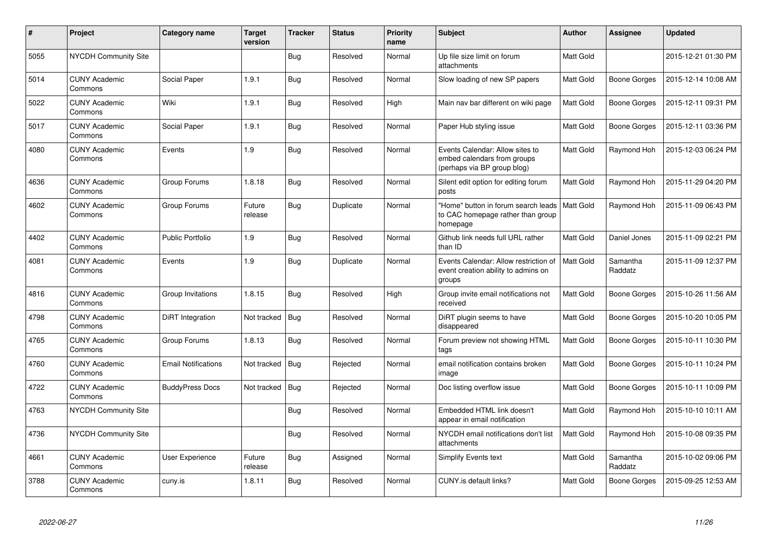| # | Project | Category name | Target version | Tracker | Status | Priority name | Subject | Author | Assignee | Updated |
|---|---|---|---|---|---|---|---|---|---|---|
| 5055 | NYCDH Community Site | | | Bug | Resolved | Normal | Up file size limit on forum attachments | Matt Gold | | 2015-12-21 01:30 PM |
| 5014 | CUNY Academic Commons | Social Paper | 1.9.1 | Bug | Resolved | Normal | Slow loading of new SP papers | Matt Gold | Boone Gorges | 2015-12-14 10:08 AM |
| 5022 | CUNY Academic Commons | Wiki | 1.9.1 | Bug | Resolved | High | Main nav bar different on wiki page | Matt Gold | Boone Gorges | 2015-12-11 09:31 PM |
| 5017 | CUNY Academic Commons | Social Paper | 1.9.1 | Bug | Resolved | Normal | Paper Hub styling issue | Matt Gold | Boone Gorges | 2015-12-11 03:36 PM |
| 4080 | CUNY Academic Commons | Events | 1.9 | Bug | Resolved | Normal | Events Calendar: Allow sites to embed calendars from groups (perhaps via BP group blog) | Matt Gold | Raymond Hoh | 2015-12-03 06:24 PM |
| 4636 | CUNY Academic Commons | Group Forums | 1.8.18 | Bug | Resolved | Normal | Silent edit option for editing forum posts | Matt Gold | Raymond Hoh | 2015-11-29 04:20 PM |
| 4602 | CUNY Academic Commons | Group Forums | Future release | Bug | Duplicate | Normal | "Home" button in forum search leads to CAC homepage rather than group homepage | Matt Gold | Raymond Hoh | 2015-11-09 06:43 PM |
| 4402 | CUNY Academic Commons | Public Portfolio | 1.9 | Bug | Resolved | Normal | Github link needs full URL rather than ID | Matt Gold | Daniel Jones | 2015-11-09 02:21 PM |
| 4081 | CUNY Academic Commons | Events | 1.9 | Bug | Duplicate | Normal | Events Calendar: Allow restriction of event creation ability to admins on groups | Matt Gold | Samantha Raddatz | 2015-11-09 12:37 PM |
| 4816 | CUNY Academic Commons | Group Invitations | 1.8.15 | Bug | Resolved | High | Group invite email notifications not received | Matt Gold | Boone Gorges | 2015-10-26 11:56 AM |
| 4798 | CUNY Academic Commons | DiRT Integration | Not tracked | Bug | Resolved | Normal | DiRT plugin seems to have disappeared | Matt Gold | Boone Gorges | 2015-10-20 10:05 PM |
| 4765 | CUNY Academic Commons | Group Forums | 1.8.13 | Bug | Resolved | Normal | Forum preview not showing HTML tags | Matt Gold | Boone Gorges | 2015-10-11 10:30 PM |
| 4760 | CUNY Academic Commons | Email Notifications | Not tracked | Bug | Rejected | Normal | email notification contains broken image | Matt Gold | Boone Gorges | 2015-10-11 10:24 PM |
| 4722 | CUNY Academic Commons | BuddyPress Docs | Not tracked | Bug | Rejected | Normal | Doc listing overflow issue | Matt Gold | Boone Gorges | 2015-10-11 10:09 PM |
| 4763 | NYCDH Community Site | | | Bug | Resolved | Normal | Embedded HTML link doesn't appear in email notification | Matt Gold | Raymond Hoh | 2015-10-10 10:11 AM |
| 4736 | NYCDH Community Site | | | Bug | Resolved | Normal | NYCDH email notifications don't list attachments | Matt Gold | Raymond Hoh | 2015-10-08 09:35 PM |
| 4661 | CUNY Academic Commons | User Experience | Future release | Bug | Assigned | Normal | Simplify Events text | Matt Gold | Samantha Raddatz | 2015-10-02 09:06 PM |
| 3788 | CUNY Academic Commons | cuny.is | 1.8.11 | Bug | Resolved | Normal | CUNY.is default links? | Matt Gold | Boone Gorges | 2015-09-25 12:53 AM |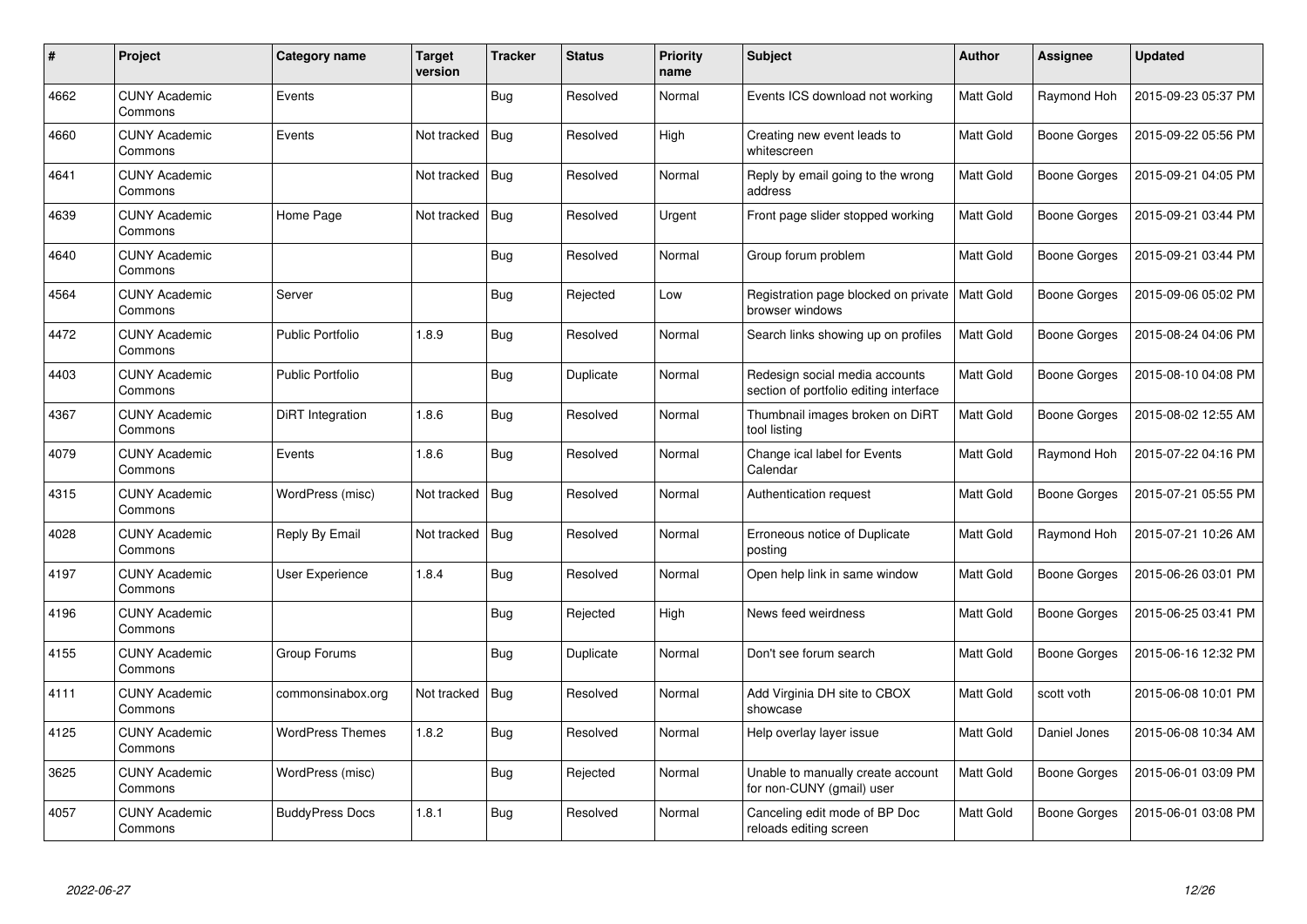| # | Project | Category name | Target version | Tracker | Status | Priority name | Subject | Author | Assignee | Updated |
|---|---|---|---|---|---|---|---|---|---|---|
| 4662 | CUNY Academic Commons | Events | | Bug | Resolved | Normal | Events ICS download not working | Matt Gold | Raymond Hoh | 2015-09-23 05:37 PM |
| 4660 | CUNY Academic Commons | Events | Not tracked | Bug | Resolved | High | Creating new event leads to whitescreen | Matt Gold | Boone Gorges | 2015-09-22 05:56 PM |
| 4641 | CUNY Academic Commons | | Not tracked | Bug | Resolved | Normal | Reply by email going to the wrong address | Matt Gold | Boone Gorges | 2015-09-21 04:05 PM |
| 4639 | CUNY Academic Commons | Home Page | Not tracked | Bug | Resolved | Urgent | Front page slider stopped working | Matt Gold | Boone Gorges | 2015-09-21 03:44 PM |
| 4640 | CUNY Academic Commons | | | Bug | Resolved | Normal | Group forum problem | Matt Gold | Boone Gorges | 2015-09-21 03:44 PM |
| 4564 | CUNY Academic Commons | Server | | Bug | Rejected | Low | Registration page blocked on private browser windows | Matt Gold | Boone Gorges | 2015-09-06 05:02 PM |
| 4472 | CUNY Academic Commons | Public Portfolio | 1.8.9 | Bug | Resolved | Normal | Search links showing up on profiles | Matt Gold | Boone Gorges | 2015-08-24 04:06 PM |
| 4403 | CUNY Academic Commons | Public Portfolio | | Bug | Duplicate | Normal | Redesign social media accounts section of portfolio editing interface | Matt Gold | Boone Gorges | 2015-08-10 04:08 PM |
| 4367 | CUNY Academic Commons | DiRT Integration | 1.8.6 | Bug | Resolved | Normal | Thumbnail images broken on DiRT tool listing | Matt Gold | Boone Gorges | 2015-08-02 12:55 AM |
| 4079 | CUNY Academic Commons | Events | 1.8.6 | Bug | Resolved | Normal | Change ical label for Events Calendar | Matt Gold | Raymond Hoh | 2015-07-22 04:16 PM |
| 4315 | CUNY Academic Commons | WordPress (misc) | Not tracked | Bug | Resolved | Normal | Authentication request | Matt Gold | Boone Gorges | 2015-07-21 05:55 PM |
| 4028 | CUNY Academic Commons | Reply By Email | Not tracked | Bug | Resolved | Normal | Erroneous notice of Duplicate posting | Matt Gold | Raymond Hoh | 2015-07-21 10:26 AM |
| 4197 | CUNY Academic Commons | User Experience | 1.8.4 | Bug | Resolved | Normal | Open help link in same window | Matt Gold | Boone Gorges | 2015-06-26 03:01 PM |
| 4196 | CUNY Academic Commons | | | Bug | Rejected | High | News feed weirdness | Matt Gold | Boone Gorges | 2015-06-25 03:41 PM |
| 4155 | CUNY Academic Commons | Group Forums | | Bug | Duplicate | Normal | Don't see forum search | Matt Gold | Boone Gorges | 2015-06-16 12:32 PM |
| 4111 | CUNY Academic Commons | commonsinabox.org | Not tracked | Bug | Resolved | Normal | Add Virginia DH site to CBOX showcase | Matt Gold | scott voth | 2015-06-08 10:01 PM |
| 4125 | CUNY Academic Commons | WordPress Themes | 1.8.2 | Bug | Resolved | Normal | Help overlay layer issue | Matt Gold | Daniel Jones | 2015-06-08 10:34 AM |
| 3625 | CUNY Academic Commons | WordPress (misc) | | Bug | Rejected | Normal | Unable to manually create account for non-CUNY (gmail) user | Matt Gold | Boone Gorges | 2015-06-01 03:09 PM |
| 4057 | CUNY Academic Commons | BuddyPress Docs | 1.8.1 | Bug | Resolved | Normal | Canceling edit mode of BP Doc reloads editing screen | Matt Gold | Boone Gorges | 2015-06-01 03:08 PM |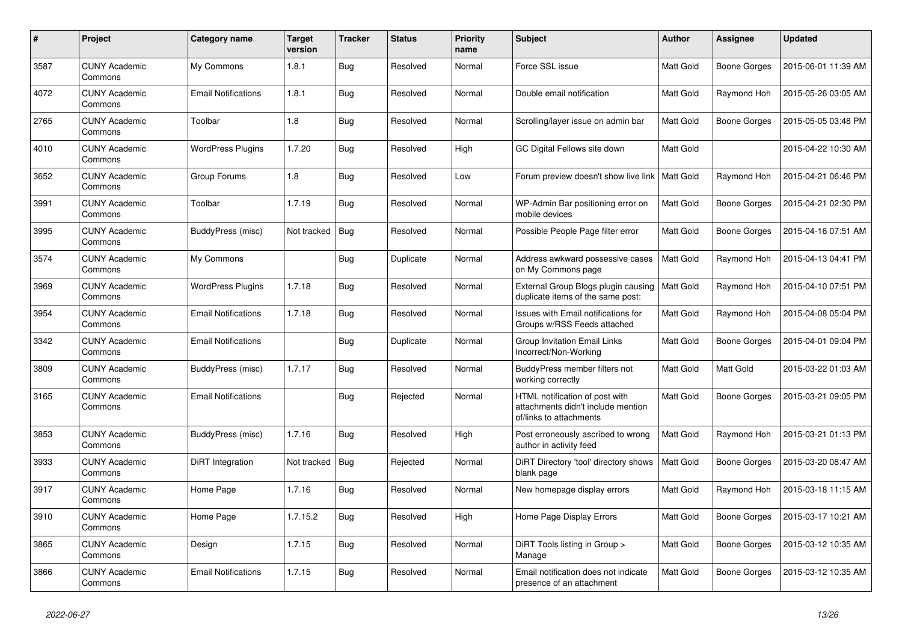| # | Project | Category name | Target version | Tracker | Status | Priority name | Subject | Author | Assignee | Updated |
|---|---|---|---|---|---|---|---|---|---|---|
| 3587 | CUNY Academic Commons | My Commons | 1.8.1 | Bug | Resolved | Normal | Force SSL issue | Matt Gold | Boone Gorges | 2015-06-01 11:39 AM |
| 4072 | CUNY Academic Commons | Email Notifications | 1.8.1 | Bug | Resolved | Normal | Double email notification | Matt Gold | Raymond Hoh | 2015-05-26 03:05 AM |
| 2765 | CUNY Academic Commons | Toolbar | 1.8 | Bug | Resolved | Normal | Scrolling/layer issue on admin bar | Matt Gold | Boone Gorges | 2015-05-05 03:48 PM |
| 4010 | CUNY Academic Commons | WordPress Plugins | 1.7.20 | Bug | Resolved | High | GC Digital Fellows site down | Matt Gold | | 2015-04-22 10:30 AM |
| 3652 | CUNY Academic Commons | Group Forums | 1.8 | Bug | Resolved | Low | Forum preview doesn't show live link | Matt Gold | Raymond Hoh | 2015-04-21 06:46 PM |
| 3991 | CUNY Academic Commons | Toolbar | 1.7.19 | Bug | Resolved | Normal | WP-Admin Bar positioning error on mobile devices | Matt Gold | Boone Gorges | 2015-04-21 02:30 PM |
| 3995 | CUNY Academic Commons | BuddyPress (misc) | Not tracked | Bug | Resolved | Normal | Possible People Page filter error | Matt Gold | Boone Gorges | 2015-04-16 07:51 AM |
| 3574 | CUNY Academic Commons | My Commons | | Bug | Duplicate | Normal | Address awkward possessive cases on My Commons page | Matt Gold | Raymond Hoh | 2015-04-13 04:41 PM |
| 3969 | CUNY Academic Commons | WordPress Plugins | 1.7.18 | Bug | Resolved | Normal | External Group Blogs plugin causing duplicate items of the same post: | Matt Gold | Raymond Hoh | 2015-04-10 07:51 PM |
| 3954 | CUNY Academic Commons | Email Notifications | 1.7.18 | Bug | Resolved | Normal | Issues with Email notifications for Groups w/RSS Feeds attached | Matt Gold | Raymond Hoh | 2015-04-08 05:04 PM |
| 3342 | CUNY Academic Commons | Email Notifications | | Bug | Duplicate | Normal | Group Invitation Email Links Incorrect/Non-Working | Matt Gold | Boone Gorges | 2015-04-01 09:04 PM |
| 3809 | CUNY Academic Commons | BuddyPress (misc) | 1.7.17 | Bug | Resolved | Normal | BuddyPress member filters not working correctly | Matt Gold | Matt Gold | 2015-03-22 01:03 AM |
| 3165 | CUNY Academic Commons | Email Notifications | | Bug | Rejected | Normal | HTML notification of post with attachments didn't include mention of/links to attachments | Matt Gold | Boone Gorges | 2015-03-21 09:05 PM |
| 3853 | CUNY Academic Commons | BuddyPress (misc) | 1.7.16 | Bug | Resolved | High | Post erroneously ascribed to wrong author in activity feed | Matt Gold | Raymond Hoh | 2015-03-21 01:13 PM |
| 3933 | CUNY Academic Commons | DiRT Integration | Not tracked | Bug | Rejected | Normal | DiRT Directory 'tool' directory shows blank page | Matt Gold | Boone Gorges | 2015-03-20 08:47 AM |
| 3917 | CUNY Academic Commons | Home Page | 1.7.16 | Bug | Resolved | Normal | New homepage display errors | Matt Gold | Raymond Hoh | 2015-03-18 11:15 AM |
| 3910 | CUNY Academic Commons | Home Page | 1.7.15.2 | Bug | Resolved | High | Home Page Display Errors | Matt Gold | Boone Gorges | 2015-03-17 10:21 AM |
| 3865 | CUNY Academic Commons | Design | 1.7.15 | Bug | Resolved | Normal | DiRT Tools listing in Group > Manage | Matt Gold | Boone Gorges | 2015-03-12 10:35 AM |
| 3866 | CUNY Academic Commons | Email Notifications | 1.7.15 | Bug | Resolved | Normal | Email notification does not indicate presence of an attachment | Matt Gold | Boone Gorges | 2015-03-12 10:35 AM |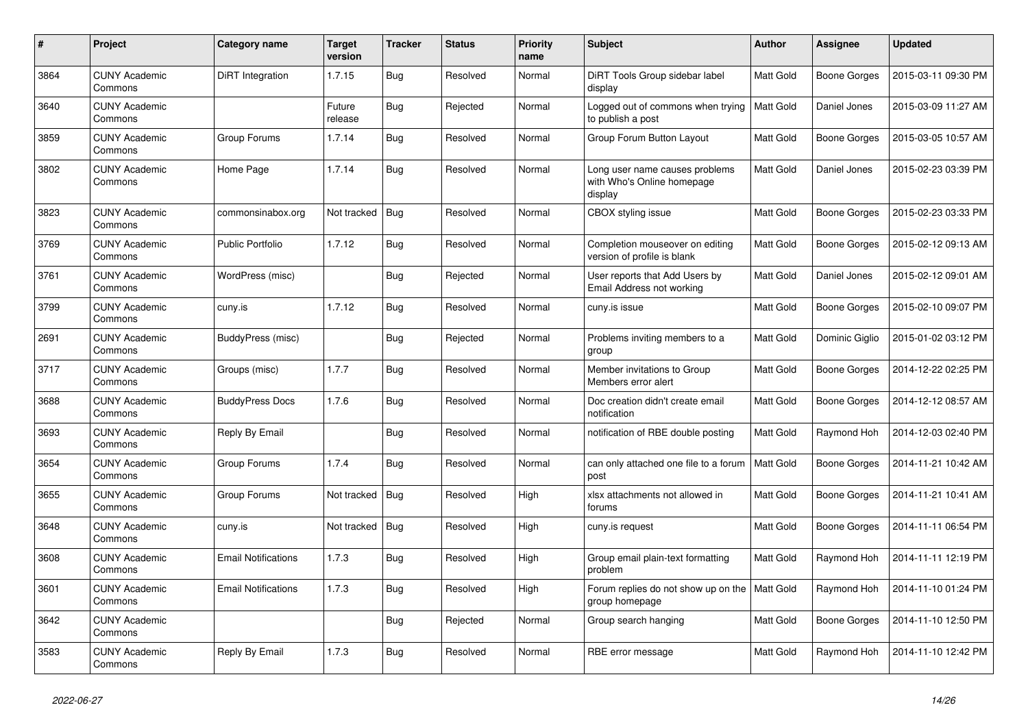| # | Project | Category name | Target version | Tracker | Status | Priority name | Subject | Author | Assignee | Updated |
|---|---|---|---|---|---|---|---|---|---|---|
| 3864 | CUNY Academic Commons | DiRT Integration | 1.7.15 | Bug | Resolved | Normal | DiRT Tools Group sidebar label display | Matt Gold | Boone Gorges | 2015-03-11 09:30 PM |
| 3640 | CUNY Academic Commons | | Future release | Bug | Rejected | Normal | Logged out of commons when trying to publish a post | Matt Gold | Daniel Jones | 2015-03-09 11:27 AM |
| 3859 | CUNY Academic Commons | Group Forums | 1.7.14 | Bug | Resolved | Normal | Group Forum Button Layout | Matt Gold | Boone Gorges | 2015-03-05 10:57 AM |
| 3802 | CUNY Academic Commons | Home Page | 1.7.14 | Bug | Resolved | Normal | Long user name causes problems with Who's Online homepage display | Matt Gold | Daniel Jones | 2015-02-23 03:39 PM |
| 3823 | CUNY Academic Commons | commonsinabox.org | Not tracked | Bug | Resolved | Normal | CBOX styling issue | Matt Gold | Boone Gorges | 2015-02-23 03:33 PM |
| 3769 | CUNY Academic Commons | Public Portfolio | 1.7.12 | Bug | Resolved | Normal | Completion mouseover on editing version of profile is blank | Matt Gold | Boone Gorges | 2015-02-12 09:13 AM |
| 3761 | CUNY Academic Commons | WordPress (misc) | | Bug | Rejected | Normal | User reports that Add Users by Email Address not working | Matt Gold | Daniel Jones | 2015-02-12 09:01 AM |
| 3799 | CUNY Academic Commons | cuny.is | 1.7.12 | Bug | Resolved | Normal | cuny.is issue | Matt Gold | Boone Gorges | 2015-02-10 09:07 PM |
| 2691 | CUNY Academic Commons | BuddyPress (misc) | | Bug | Rejected | Normal | Problems inviting members to a group | Matt Gold | Dominic Giglio | 2015-01-02 03:12 PM |
| 3717 | CUNY Academic Commons | Groups (misc) | 1.7.7 | Bug | Resolved | Normal | Member invitations to Group Members error alert | Matt Gold | Boone Gorges | 2014-12-22 02:25 PM |
| 3688 | CUNY Academic Commons | BuddyPress Docs | 1.7.6 | Bug | Resolved | Normal | Doc creation didn't create email notification | Matt Gold | Boone Gorges | 2014-12-12 08:57 AM |
| 3693 | CUNY Academic Commons | Reply By Email | | Bug | Resolved | Normal | notification of RBE double posting | Matt Gold | Raymond Hoh | 2014-12-03 02:40 PM |
| 3654 | CUNY Academic Commons | Group Forums | 1.7.4 | Bug | Resolved | Normal | can only attached one file to a forum post | Matt Gold | Boone Gorges | 2014-11-21 10:42 AM |
| 3655 | CUNY Academic Commons | Group Forums | Not tracked | Bug | Resolved | High | xlsx attachments not allowed in forums | Matt Gold | Boone Gorges | 2014-11-21 10:41 AM |
| 3648 | CUNY Academic Commons | cuny.is | Not tracked | Bug | Resolved | High | cuny.is request | Matt Gold | Boone Gorges | 2014-11-11 06:54 PM |
| 3608 | CUNY Academic Commons | Email Notifications | 1.7.3 | Bug | Resolved | High | Group email plain-text formatting problem | Matt Gold | Raymond Hoh | 2014-11-11 12:19 PM |
| 3601 | CUNY Academic Commons | Email Notifications | 1.7.3 | Bug | Resolved | High | Forum replies do not show up on the group homepage | Matt Gold | Raymond Hoh | 2014-11-10 01:24 PM |
| 3642 | CUNY Academic Commons | | | Bug | Rejected | Normal | Group search hanging | Matt Gold | Boone Gorges | 2014-11-10 12:50 PM |
| 3583 | CUNY Academic Commons | Reply By Email | 1.7.3 | Bug | Resolved | Normal | RBE error message | Matt Gold | Raymond Hoh | 2014-11-10 12:42 PM |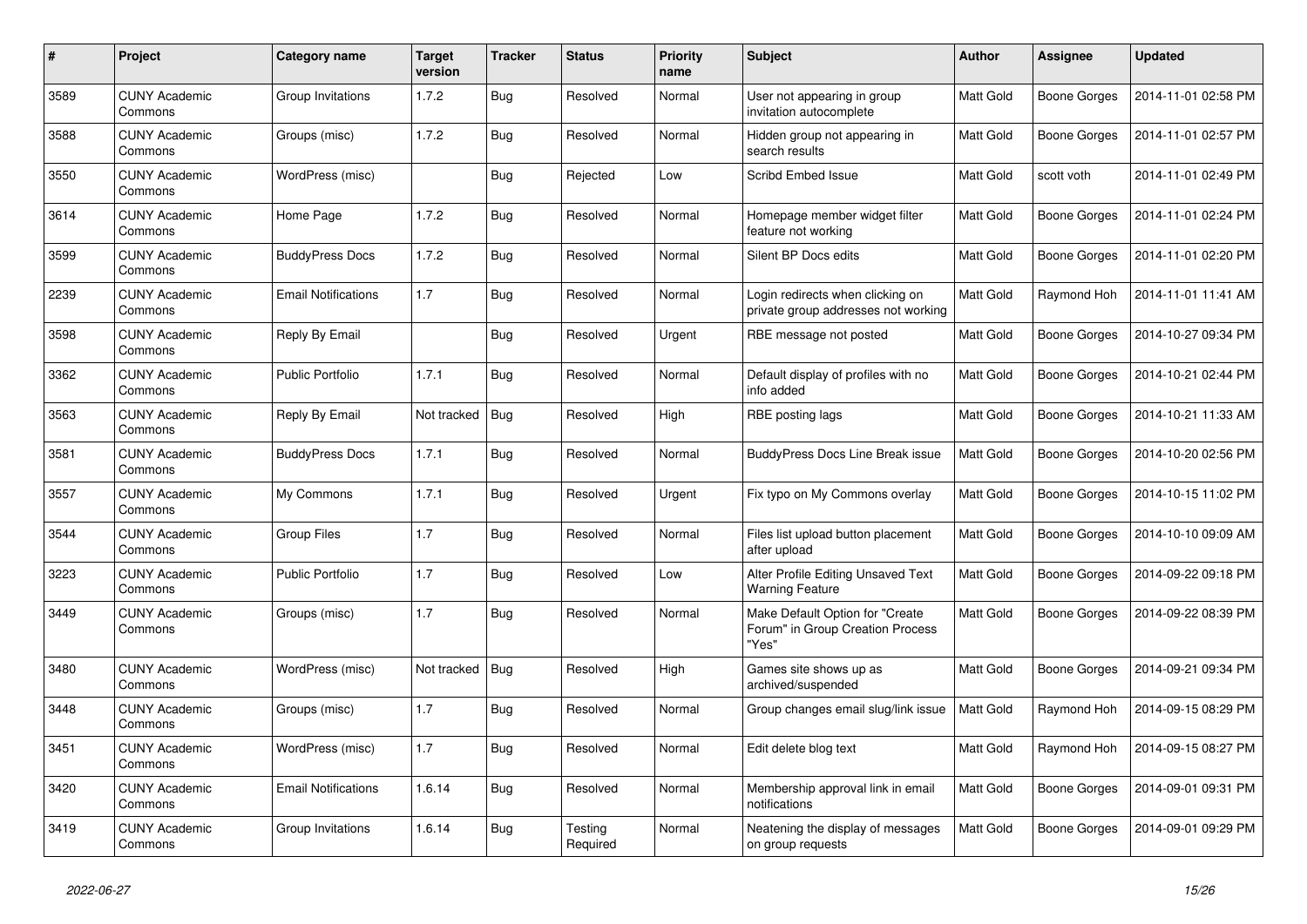| # | Project | Category name | Target version | Tracker | Status | Priority name | Subject | Author | Assignee | Updated |
|---|---|---|---|---|---|---|---|---|---|---|
| 3589 | CUNY Academic Commons | Group Invitations | 1.7.2 | Bug | Resolved | Normal | User not appearing in group invitation autocomplete | Matt Gold | Boone Gorges | 2014-11-01 02:58 PM |
| 3588 | CUNY Academic Commons | Groups (misc) | 1.7.2 | Bug | Resolved | Normal | Hidden group not appearing in search results | Matt Gold | Boone Gorges | 2014-11-01 02:57 PM |
| 3550 | CUNY Academic Commons | WordPress (misc) | | Bug | Rejected | Low | Scribd Embed Issue | Matt Gold | scott voth | 2014-11-01 02:49 PM |
| 3614 | CUNY Academic Commons | Home Page | 1.7.2 | Bug | Resolved | Normal | Homepage member widget filter feature not working | Matt Gold | Boone Gorges | 2014-11-01 02:24 PM |
| 3599 | CUNY Academic Commons | BuddyPress Docs | 1.7.2 | Bug | Resolved | Normal | Silent BP Docs edits | Matt Gold | Boone Gorges | 2014-11-01 02:20 PM |
| 2239 | CUNY Academic Commons | Email Notifications | 1.7 | Bug | Resolved | Normal | Login redirects when clicking on private group addresses not working | Matt Gold | Raymond Hoh | 2014-11-01 11:41 AM |
| 3598 | CUNY Academic Commons | Reply By Email | | Bug | Resolved | Urgent | RBE message not posted | Matt Gold | Boone Gorges | 2014-10-27 09:34 PM |
| 3362 | CUNY Academic Commons | Public Portfolio | 1.7.1 | Bug | Resolved | Normal | Default display of profiles with no info added | Matt Gold | Boone Gorges | 2014-10-21 02:44 PM |
| 3563 | CUNY Academic Commons | Reply By Email | Not tracked | Bug | Resolved | High | RBE posting lags | Matt Gold | Boone Gorges | 2014-10-21 11:33 AM |
| 3581 | CUNY Academic Commons | BuddyPress Docs | 1.7.1 | Bug | Resolved | Normal | BuddyPress Docs Line Break issue | Matt Gold | Boone Gorges | 2014-10-20 02:56 PM |
| 3557 | CUNY Academic Commons | My Commons | 1.7.1 | Bug | Resolved | Urgent | Fix typo on My Commons overlay | Matt Gold | Boone Gorges | 2014-10-15 11:02 PM |
| 3544 | CUNY Academic Commons | Group Files | 1.7 | Bug | Resolved | Normal | Files list upload button placement after upload | Matt Gold | Boone Gorges | 2014-10-10 09:09 AM |
| 3223 | CUNY Academic Commons | Public Portfolio | 1.7 | Bug | Resolved | Low | Alter Profile Editing Unsaved Text Warning Feature | Matt Gold | Boone Gorges | 2014-09-22 09:18 PM |
| 3449 | CUNY Academic Commons | Groups (misc) | 1.7 | Bug | Resolved | Normal | Make Default Option for "Create Forum" in Group Creation Process "Yes" | Matt Gold | Boone Gorges | 2014-09-22 08:39 PM |
| 3480 | CUNY Academic Commons | WordPress (misc) | Not tracked | Bug | Resolved | High | Games site shows up as archived/suspended | Matt Gold | Boone Gorges | 2014-09-21 09:34 PM |
| 3448 | CUNY Academic Commons | Groups (misc) | 1.7 | Bug | Resolved | Normal | Group changes email slug/link issue | Matt Gold | Raymond Hoh | 2014-09-15 08:29 PM |
| 3451 | CUNY Academic Commons | WordPress (misc) | 1.7 | Bug | Resolved | Normal | Edit delete blog text | Matt Gold | Raymond Hoh | 2014-09-15 08:27 PM |
| 3420 | CUNY Academic Commons | Email Notifications | 1.6.14 | Bug | Resolved | Normal | Membership approval link in email notifications | Matt Gold | Boone Gorges | 2014-09-01 09:31 PM |
| 3419 | CUNY Academic Commons | Group Invitations | 1.6.14 | Bug | Testing Required | Normal | Neatening the display of messages on group requests | Matt Gold | Boone Gorges | 2014-09-01 09:29 PM |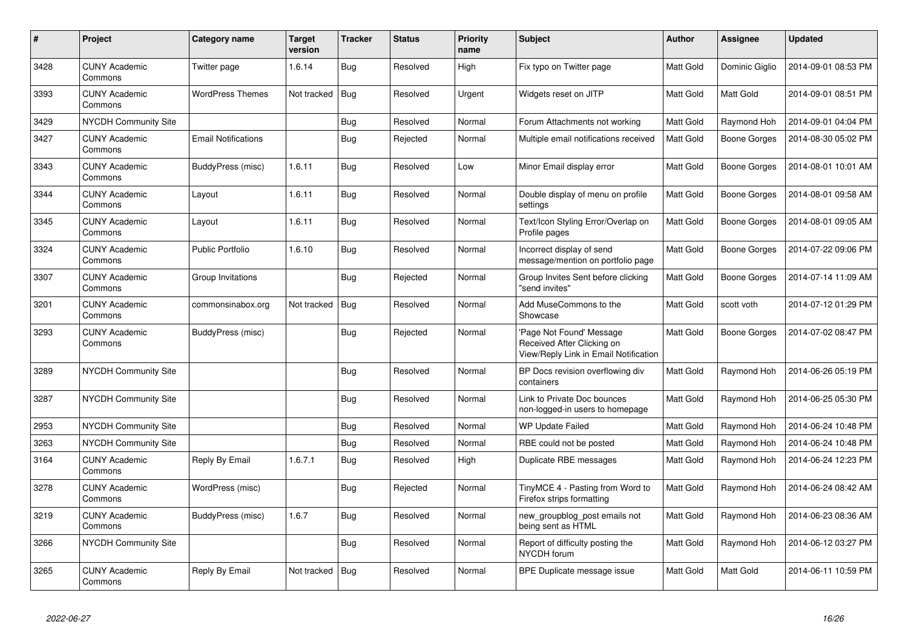| # | Project | Category name | Target version | Tracker | Status | Priority name | Subject | Author | Assignee | Updated |
|---|---|---|---|---|---|---|---|---|---|---|
| 3428 | CUNY Academic Commons | Twitter page | 1.6.14 | Bug | Resolved | High | Fix typo on Twitter page | Matt Gold | Dominic Giglio | 2014-09-01 08:53 PM |
| 3393 | CUNY Academic Commons | WordPress Themes | Not tracked | Bug | Resolved | Urgent | Widgets reset on JITP | Matt Gold | Matt Gold | 2014-09-01 08:51 PM |
| 3429 | NYCDH Community Site | | | Bug | Resolved | Normal | Forum Attachments not working | Matt Gold | Raymond Hoh | 2014-09-01 04:04 PM |
| 3427 | CUNY Academic Commons | Email Notifications | | Bug | Rejected | Normal | Multiple email notifications received | Matt Gold | Boone Gorges | 2014-08-30 05:02 PM |
| 3343 | CUNY Academic Commons | BuddyPress (misc) | 1.6.11 | Bug | Resolved | Low | Minor Email display error | Matt Gold | Boone Gorges | 2014-08-01 10:01 AM |
| 3344 | CUNY Academic Commons | Layout | 1.6.11 | Bug | Resolved | Normal | Double display of menu on profile settings | Matt Gold | Boone Gorges | 2014-08-01 09:58 AM |
| 3345 | CUNY Academic Commons | Layout | 1.6.11 | Bug | Resolved | Normal | Text/Icon Styling Error/Overlap on Profile pages | Matt Gold | Boone Gorges | 2014-08-01 09:05 AM |
| 3324 | CUNY Academic Commons | Public Portfolio | 1.6.10 | Bug | Resolved | Normal | Incorrect display of send message/mention on portfolio page | Matt Gold | Boone Gorges | 2014-07-22 09:06 PM |
| 3307 | CUNY Academic Commons | Group Invitations | | Bug | Rejected | Normal | Group Invites Sent before clicking "send invites" | Matt Gold | Boone Gorges | 2014-07-14 11:09 AM |
| 3201 | CUNY Academic Commons | commonsinabox.org | Not tracked | Bug | Resolved | Normal | Add MuseCommons to the Showcase | Matt Gold | scott voth | 2014-07-12 01:29 PM |
| 3293 | CUNY Academic Commons | BuddyPress (misc) | | Bug | Rejected | Normal | 'Page Not Found' Message Received After Clicking on View/Reply Link in Email Notification | Matt Gold | Boone Gorges | 2014-07-02 08:47 PM |
| 3289 | NYCDH Community Site | | | Bug | Resolved | Normal | BP Docs revision overflowing div containers | Matt Gold | Raymond Hoh | 2014-06-26 05:19 PM |
| 3287 | NYCDH Community Site | | | Bug | Resolved | Normal | Link to Private Doc bounces non-logged-in users to homepage | Matt Gold | Raymond Hoh | 2014-06-25 05:30 PM |
| 2953 | NYCDH Community Site | | | Bug | Resolved | Normal | WP Update Failed | Matt Gold | Raymond Hoh | 2014-06-24 10:48 PM |
| 3263 | NYCDH Community Site | | | Bug | Resolved | Normal | RBE could not be posted | Matt Gold | Raymond Hoh | 2014-06-24 10:48 PM |
| 3164 | CUNY Academic Commons | Reply By Email | 1.6.7.1 | Bug | Resolved | High | Duplicate RBE messages | Matt Gold | Raymond Hoh | 2014-06-24 12:23 PM |
| 3278 | CUNY Academic Commons | WordPress (misc) | | Bug | Rejected | Normal | TinyMCE 4 - Pasting from Word to Firefox strips formatting | Matt Gold | Raymond Hoh | 2014-06-24 08:42 AM |
| 3219 | CUNY Academic Commons | BuddyPress (misc) | 1.6.7 | Bug | Resolved | Normal | new_groupblog_post emails not being sent as HTML | Matt Gold | Raymond Hoh | 2014-06-23 08:36 AM |
| 3266 | NYCDH Community Site | | | Bug | Resolved | Normal | Report of difficulty posting the NYCDH forum | Matt Gold | Raymond Hoh | 2014-06-12 03:27 PM |
| 3265 | CUNY Academic Commons | Reply By Email | Not tracked | Bug | Resolved | Normal | BPE Duplicate message issue | Matt Gold | Matt Gold | 2014-06-11 10:59 PM |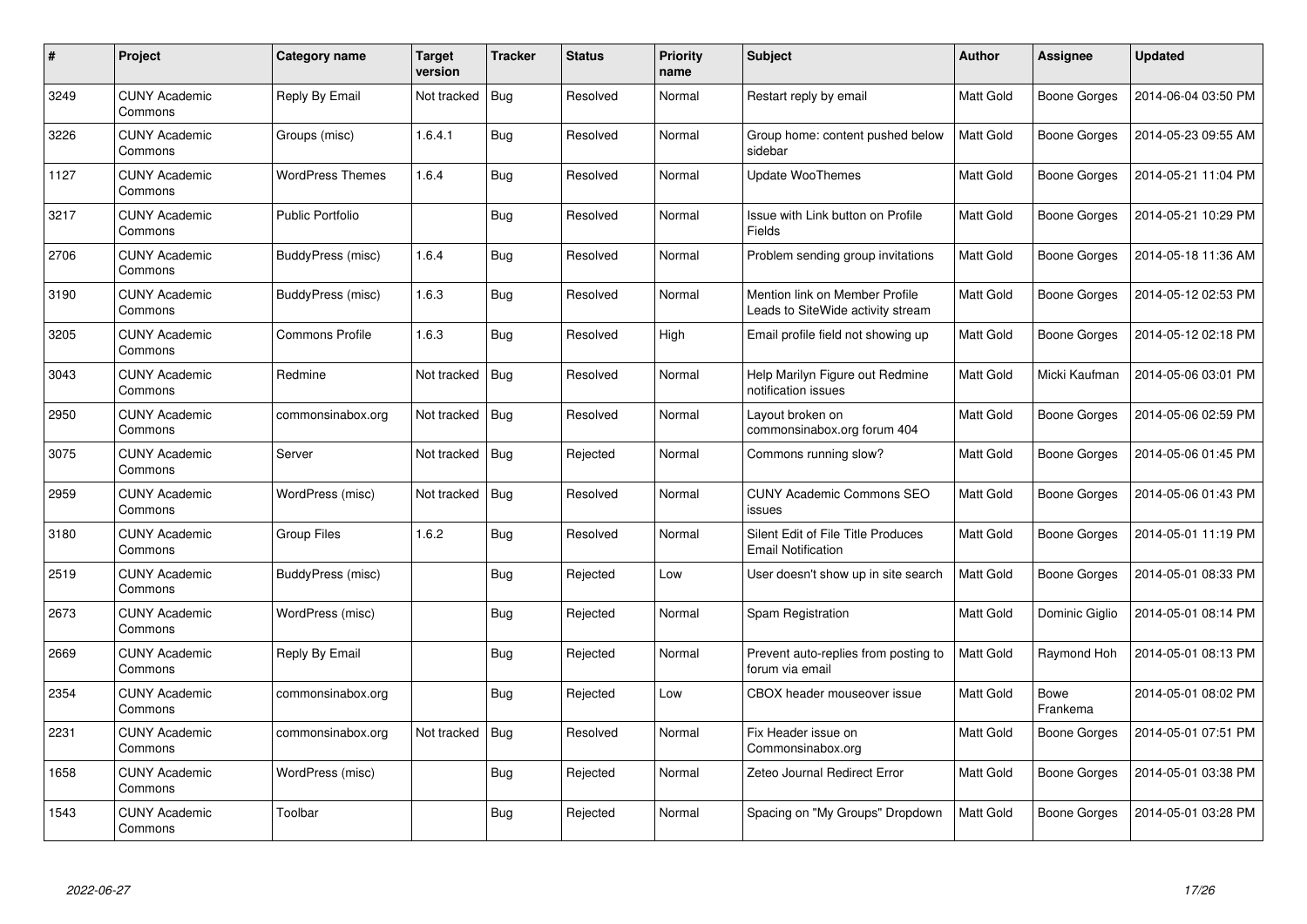| # | Project | Category name | Target version | Tracker | Status | Priority name | Subject | Author | Assignee | Updated |
|---|---|---|---|---|---|---|---|---|---|---|
| 3249 | CUNY Academic Commons | Reply By Email | Not tracked | Bug | Resolved | Normal | Restart reply by email | Matt Gold | Boone Gorges | 2014-06-04 03:50 PM |
| 3226 | CUNY Academic Commons | Groups (misc) | 1.6.4.1 | Bug | Resolved | Normal | Group home: content pushed below sidebar | Matt Gold | Boone Gorges | 2014-05-23 09:55 AM |
| 1127 | CUNY Academic Commons | WordPress Themes | 1.6.4 | Bug | Resolved | Normal | Update WooThemes | Matt Gold | Boone Gorges | 2014-05-21 11:04 PM |
| 3217 | CUNY Academic Commons | Public Portfolio | | Bug | Resolved | Normal | Issue with Link button on Profile Fields | Matt Gold | Boone Gorges | 2014-05-21 10:29 PM |
| 2706 | CUNY Academic Commons | BuddyPress (misc) | 1.6.4 | Bug | Resolved | Normal | Problem sending group invitations | Matt Gold | Boone Gorges | 2014-05-18 11:36 AM |
| 3190 | CUNY Academic Commons | BuddyPress (misc) | 1.6.3 | Bug | Resolved | Normal | Mention link on Member Profile Leads to SiteWide activity stream | Matt Gold | Boone Gorges | 2014-05-12 02:53 PM |
| 3205 | CUNY Academic Commons | Commons Profile | 1.6.3 | Bug | Resolved | High | Email profile field not showing up | Matt Gold | Boone Gorges | 2014-05-12 02:18 PM |
| 3043 | CUNY Academic Commons | Redmine | Not tracked | Bug | Resolved | Normal | Help Marilyn Figure out Redmine notification issues | Matt Gold | Micki Kaufman | 2014-05-06 03:01 PM |
| 2950 | CUNY Academic Commons | commonsinabox.org | Not tracked | Bug | Resolved | Normal | Layout broken on commonsinabox.org forum 404 | Matt Gold | Boone Gorges | 2014-05-06 02:59 PM |
| 3075 | CUNY Academic Commons | Server | Not tracked | Bug | Rejected | Normal | Commons running slow? | Matt Gold | Boone Gorges | 2014-05-06 01:45 PM |
| 2959 | CUNY Academic Commons | WordPress (misc) | Not tracked | Bug | Resolved | Normal | CUNY Academic Commons SEO issues | Matt Gold | Boone Gorges | 2014-05-06 01:43 PM |
| 3180 | CUNY Academic Commons | Group Files | 1.6.2 | Bug | Resolved | Normal | Silent Edit of File Title Produces Email Notification | Matt Gold | Boone Gorges | 2014-05-01 11:19 PM |
| 2519 | CUNY Academic Commons | BuddyPress (misc) | | Bug | Rejected | Low | User doesn't show up in site search | Matt Gold | Boone Gorges | 2014-05-01 08:33 PM |
| 2673 | CUNY Academic Commons | WordPress (misc) | | Bug | Rejected | Normal | Spam Registration | Matt Gold | Dominic Giglio | 2014-05-01 08:14 PM |
| 2669 | CUNY Academic Commons | Reply By Email | | Bug | Rejected | Normal | Prevent auto-replies from posting to forum via email | Matt Gold | Raymond Hoh | 2014-05-01 08:13 PM |
| 2354 | CUNY Academic Commons | commonsinabox.org | | Bug | Rejected | Low | CBOX header mouseover issue | Matt Gold | Bowe Frankema | 2014-05-01 08:02 PM |
| 2231 | CUNY Academic Commons | commonsinabox.org | Not tracked | Bug | Resolved | Normal | Fix Header issue on Commonsinabox.org | Matt Gold | Boone Gorges | 2014-05-01 07:51 PM |
| 1658 | CUNY Academic Commons | WordPress (misc) | | Bug | Rejected | Normal | Zeteo Journal Redirect Error | Matt Gold | Boone Gorges | 2014-05-01 03:38 PM |
| 1543 | CUNY Academic Commons | Toolbar | | Bug | Rejected | Normal | Spacing on "My Groups" Dropdown | Matt Gold | Boone Gorges | 2014-05-01 03:28 PM |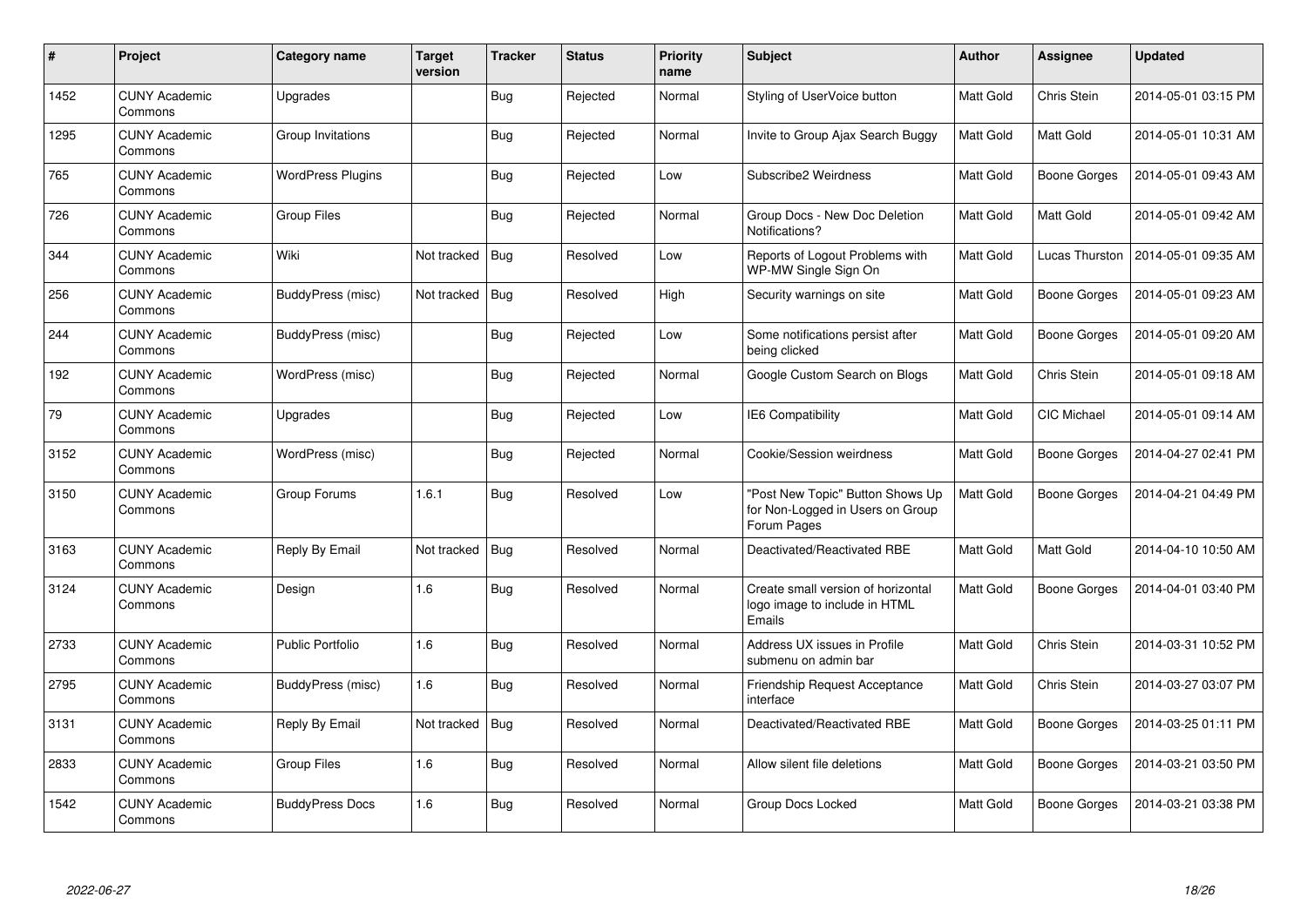| # | Project | Category name | Target version | Tracker | Status | Priority name | Subject | Author | Assignee | Updated |
|---|---|---|---|---|---|---|---|---|---|---|
| 1452 | CUNY Academic Commons | Upgrades | | Bug | Rejected | Normal | Styling of UserVoice button | Matt Gold | Chris Stein | 2014-05-01 03:15 PM |
| 1295 | CUNY Academic Commons | Group Invitations | | Bug | Rejected | Normal | Invite to Group Ajax Search Buggy | Matt Gold | Matt Gold | 2014-05-01 10:31 AM |
| 765 | CUNY Academic Commons | WordPress Plugins | | Bug | Rejected | Low | Subscribe2 Weirdness | Matt Gold | Boone Gorges | 2014-05-01 09:43 AM |
| 726 | CUNY Academic Commons | Group Files | | Bug | Rejected | Normal | Group Docs - New Doc Deletion Notifications? | Matt Gold | Matt Gold | 2014-05-01 09:42 AM |
| 344 | CUNY Academic Commons | Wiki | Not tracked | Bug | Resolved | Low | Reports of Logout Problems with WP-MW Single Sign On | Matt Gold | Lucas Thurston | 2014-05-01 09:35 AM |
| 256 | CUNY Academic Commons | BuddyPress (misc) | Not tracked | Bug | Resolved | High | Security warnings on site | Matt Gold | Boone Gorges | 2014-05-01 09:23 AM |
| 244 | CUNY Academic Commons | BuddyPress (misc) | | Bug | Rejected | Low | Some notifications persist after being clicked | Matt Gold | Boone Gorges | 2014-05-01 09:20 AM |
| 192 | CUNY Academic Commons | WordPress (misc) | | Bug | Rejected | Normal | Google Custom Search on Blogs | Matt Gold | Chris Stein | 2014-05-01 09:18 AM |
| 79 | CUNY Academic Commons | Upgrades | | Bug | Rejected | Low | IE6 Compatibility | Matt Gold | CIC Michael | 2014-05-01 09:14 AM |
| 3152 | CUNY Academic Commons | WordPress (misc) | | Bug | Rejected | Normal | Cookie/Session weirdness | Matt Gold | Boone Gorges | 2014-04-27 02:41 PM |
| 3150 | CUNY Academic Commons | Group Forums | 1.6.1 | Bug | Resolved | Low | "Post New Topic" Button Shows Up for Non-Logged in Users on Group Forum Pages | Matt Gold | Boone Gorges | 2014-04-21 04:49 PM |
| 3163 | CUNY Academic Commons | Reply By Email | Not tracked | Bug | Resolved | Normal | Deactivated/Reactivated RBE | Matt Gold | Matt Gold | 2014-04-10 10:50 AM |
| 3124 | CUNY Academic Commons | Design | 1.6 | Bug | Resolved | Normal | Create small version of horizontal logo image to include in HTML Emails | Matt Gold | Boone Gorges | 2014-04-01 03:40 PM |
| 2733 | CUNY Academic Commons | Public Portfolio | 1.6 | Bug | Resolved | Normal | Address UX issues in Profile submenu on admin bar | Matt Gold | Chris Stein | 2014-03-31 10:52 PM |
| 2795 | CUNY Academic Commons | BuddyPress (misc) | 1.6 | Bug | Resolved | Normal | Friendship Request Acceptance interface | Matt Gold | Chris Stein | 2014-03-27 03:07 PM |
| 3131 | CUNY Academic Commons | Reply By Email | Not tracked | Bug | Resolved | Normal | Deactivated/Reactivated RBE | Matt Gold | Boone Gorges | 2014-03-25 01:11 PM |
| 2833 | CUNY Academic Commons | Group Files | 1.6 | Bug | Resolved | Normal | Allow silent file deletions | Matt Gold | Boone Gorges | 2014-03-21 03:50 PM |
| 1542 | CUNY Academic Commons | BuddyPress Docs | 1.6 | Bug | Resolved | Normal | Group Docs Locked | Matt Gold | Boone Gorges | 2014-03-21 03:38 PM |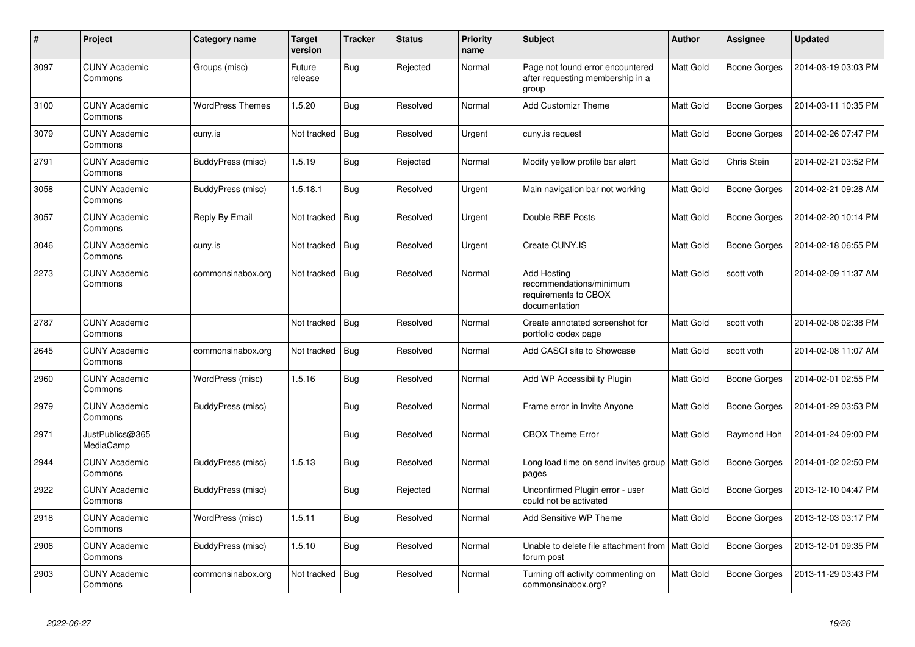| # | Project | Category name | Target version | Tracker | Status | Priority name | Subject | Author | Assignee | Updated |
|---|---|---|---|---|---|---|---|---|---|---|
| 3097 | CUNY Academic Commons | Groups (misc) | Future release | Bug | Rejected | Normal | Page not found error encountered after requesting membership in a group | Matt Gold | Boone Gorges | 2014-03-19 03:03 PM |
| 3100 | CUNY Academic Commons | WordPress Themes | 1.5.20 | Bug | Resolved | Normal | Add Customizr Theme | Matt Gold | Boone Gorges | 2014-03-11 10:35 PM |
| 3079 | CUNY Academic Commons | cuny.is | Not tracked | Bug | Resolved | Urgent | cuny.is request | Matt Gold | Boone Gorges | 2014-02-26 07:47 PM |
| 2791 | CUNY Academic Commons | BuddyPress (misc) | 1.5.19 | Bug | Rejected | Normal | Modify yellow profile bar alert | Matt Gold | Chris Stein | 2014-02-21 03:52 PM |
| 3058 | CUNY Academic Commons | BuddyPress (misc) | 1.5.18.1 | Bug | Resolved | Urgent | Main navigation bar not working | Matt Gold | Boone Gorges | 2014-02-21 09:28 AM |
| 3057 | CUNY Academic Commons | Reply By Email | Not tracked | Bug | Resolved | Urgent | Double RBE Posts | Matt Gold | Boone Gorges | 2014-02-20 10:14 PM |
| 3046 | CUNY Academic Commons | cuny.is | Not tracked | Bug | Resolved | Urgent | Create CUNY.IS | Matt Gold | Boone Gorges | 2014-02-18 06:55 PM |
| 2273 | CUNY Academic Commons | commonsinabox.org | Not tracked | Bug | Resolved | Normal | Add Hosting recommendations/minimum requirements to CBOX documentation | Matt Gold | scott voth | 2014-02-09 11:37 AM |
| 2787 | CUNY Academic Commons | | Not tracked | Bug | Resolved | Normal | Create annotated screenshot for portfolio codex page | Matt Gold | scott voth | 2014-02-08 02:38 PM |
| 2645 | CUNY Academic Commons | commonsinabox.org | Not tracked | Bug | Resolved | Normal | Add CASCI site to Showcase | Matt Gold | scott voth | 2014-02-08 11:07 AM |
| 2960 | CUNY Academic Commons | WordPress (misc) | 1.5.16 | Bug | Resolved | Normal | Add WP Accessibility Plugin | Matt Gold | Boone Gorges | 2014-02-01 02:55 PM |
| 2979 | CUNY Academic Commons | BuddyPress (misc) | | Bug | Resolved | Normal | Frame error in Invite Anyone | Matt Gold | Boone Gorges | 2014-01-29 03:53 PM |
| 2971 | JustPublics@365 MediaCamp | | | Bug | Resolved | Normal | CBOX Theme Error | Matt Gold | Raymond Hoh | 2014-01-24 09:00 PM |
| 2944 | CUNY Academic Commons | BuddyPress (misc) | 1.5.13 | Bug | Resolved | Normal | Long load time on send invites group pages | Matt Gold | Boone Gorges | 2014-01-02 02:50 PM |
| 2922 | CUNY Academic Commons | BuddyPress (misc) | | Bug | Rejected | Normal | Unconfirmed Plugin error - user could not be activated | Matt Gold | Boone Gorges | 2013-12-10 04:47 PM |
| 2918 | CUNY Academic Commons | WordPress (misc) | 1.5.11 | Bug | Resolved | Normal | Add Sensitive WP Theme | Matt Gold | Boone Gorges | 2013-12-03 03:17 PM |
| 2906 | CUNY Academic Commons | BuddyPress (misc) | 1.5.10 | Bug | Resolved | Normal | Unable to delete file attachment from forum post | Matt Gold | Boone Gorges | 2013-12-01 09:35 PM |
| 2903 | CUNY Academic Commons | commonsinabox.org | Not tracked | Bug | Resolved | Normal | Turning off activity commenting on commonsinabox.org? | Matt Gold | Boone Gorges | 2013-11-29 03:43 PM |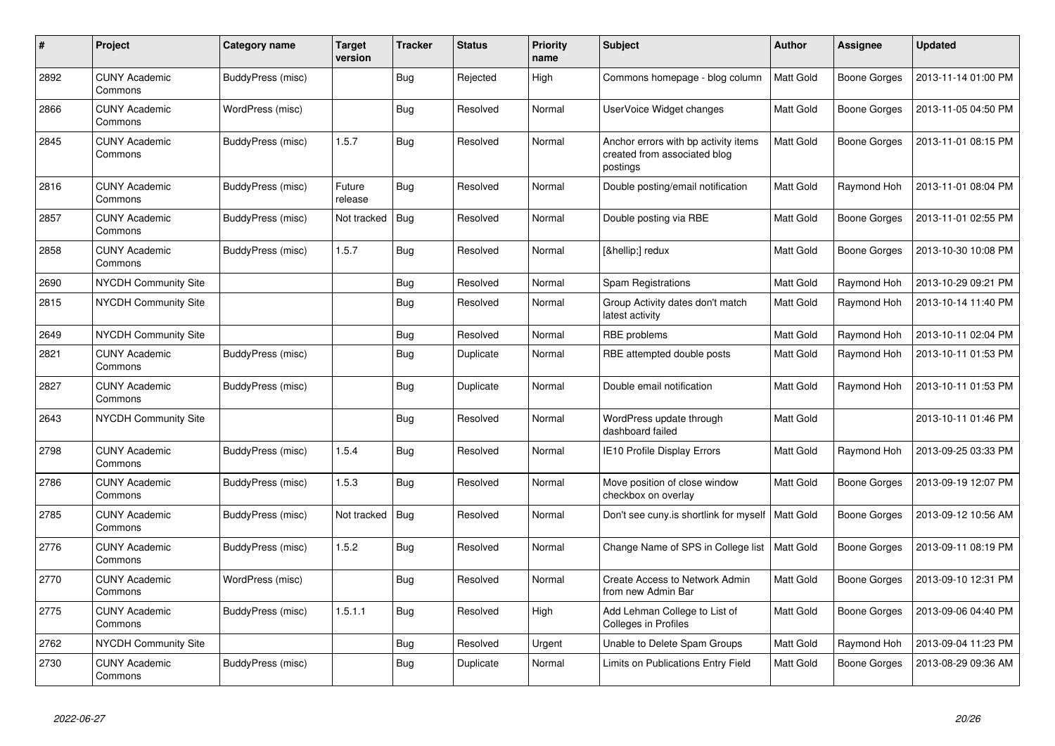| # | Project | Category name | Target version | Tracker | Status | Priority name | Subject | Author | Assignee | Updated |
|---|---|---|---|---|---|---|---|---|---|---|
| 2892 | CUNY Academic Commons | BuddyPress (misc) | | Bug | Rejected | High | Commons homepage - blog column | Matt Gold | Boone Gorges | 2013-11-14 01:00 PM |
| 2866 | CUNY Academic Commons | WordPress (misc) | | Bug | Resolved | Normal | UserVoice Widget changes | Matt Gold | Boone Gorges | 2013-11-05 04:50 PM |
| 2845 | CUNY Academic Commons | BuddyPress (misc) | 1.5.7 | Bug | Resolved | Normal | Anchor errors with bp activity items created from associated blog postings | Matt Gold | Boone Gorges | 2013-11-01 08:15 PM |
| 2816 | CUNY Academic Commons | BuddyPress (misc) | Future release | Bug | Resolved | Normal | Double posting/email notification | Matt Gold | Raymond Hoh | 2013-11-01 08:04 PM |
| 2857 | CUNY Academic Commons | BuddyPress (misc) | Not tracked | Bug | Resolved | Normal | Double posting via RBE | Matt Gold | Boone Gorges | 2013-11-01 02:55 PM |
| 2858 | CUNY Academic Commons | BuddyPress (misc) | 1.5.7 | Bug | Resolved | Normal | [&hellip;] redux | Matt Gold | Boone Gorges | 2013-10-30 10:08 PM |
| 2690 | NYCDH Community Site | | | Bug | Resolved | Normal | Spam Registrations | Matt Gold | Raymond Hoh | 2013-10-29 09:21 PM |
| 2815 | NYCDH Community Site | | | Bug | Resolved | Normal | Group Activity dates don't match latest activity | Matt Gold | Raymond Hoh | 2013-10-14 11:40 PM |
| 2649 | NYCDH Community Site | | | Bug | Resolved | Normal | RBE problems | Matt Gold | Raymond Hoh | 2013-10-11 02:04 PM |
| 2821 | CUNY Academic Commons | BuddyPress (misc) | | Bug | Duplicate | Normal | RBE attempted double posts | Matt Gold | Raymond Hoh | 2013-10-11 01:53 PM |
| 2827 | CUNY Academic Commons | BuddyPress (misc) | | Bug | Duplicate | Normal | Double email notification | Matt Gold | Raymond Hoh | 2013-10-11 01:53 PM |
| 2643 | NYCDH Community Site | | | Bug | Resolved | Normal | WordPress update through dashboard failed | Matt Gold | | 2013-10-11 01:46 PM |
| 2798 | CUNY Academic Commons | BuddyPress (misc) | 1.5.4 | Bug | Resolved | Normal | IE10 Profile Display Errors | Matt Gold | Raymond Hoh | 2013-09-25 03:33 PM |
| 2786 | CUNY Academic Commons | BuddyPress (misc) | 1.5.3 | Bug | Resolved | Normal | Move position of close window checkbox on overlay | Matt Gold | Boone Gorges | 2013-09-19 12:07 PM |
| 2785 | CUNY Academic Commons | BuddyPress (misc) | Not tracked | Bug | Resolved | Normal | Don't see cuny.is shortlink for myself | Matt Gold | Boone Gorges | 2013-09-12 10:56 AM |
| 2776 | CUNY Academic Commons | BuddyPress (misc) | 1.5.2 | Bug | Resolved | Normal | Change Name of SPS in College list | Matt Gold | Boone Gorges | 2013-09-11 08:19 PM |
| 2770 | CUNY Academic Commons | WordPress (misc) | | Bug | Resolved | Normal | Create Access to Network Admin from new Admin Bar | Matt Gold | Boone Gorges | 2013-09-10 12:31 PM |
| 2775 | CUNY Academic Commons | BuddyPress (misc) | 1.5.1.1 | Bug | Resolved | High | Add Lehman College to List of Colleges in Profiles | Matt Gold | Boone Gorges | 2013-09-06 04:40 PM |
| 2762 | NYCDH Community Site | | | Bug | Resolved | Urgent | Unable to Delete Spam Groups | Matt Gold | Raymond Hoh | 2013-09-04 11:23 PM |
| 2730 | CUNY Academic Commons | BuddyPress (misc) | | Bug | Duplicate | Normal | Limits on Publications Entry Field | Matt Gold | Boone Gorges | 2013-08-29 09:36 AM |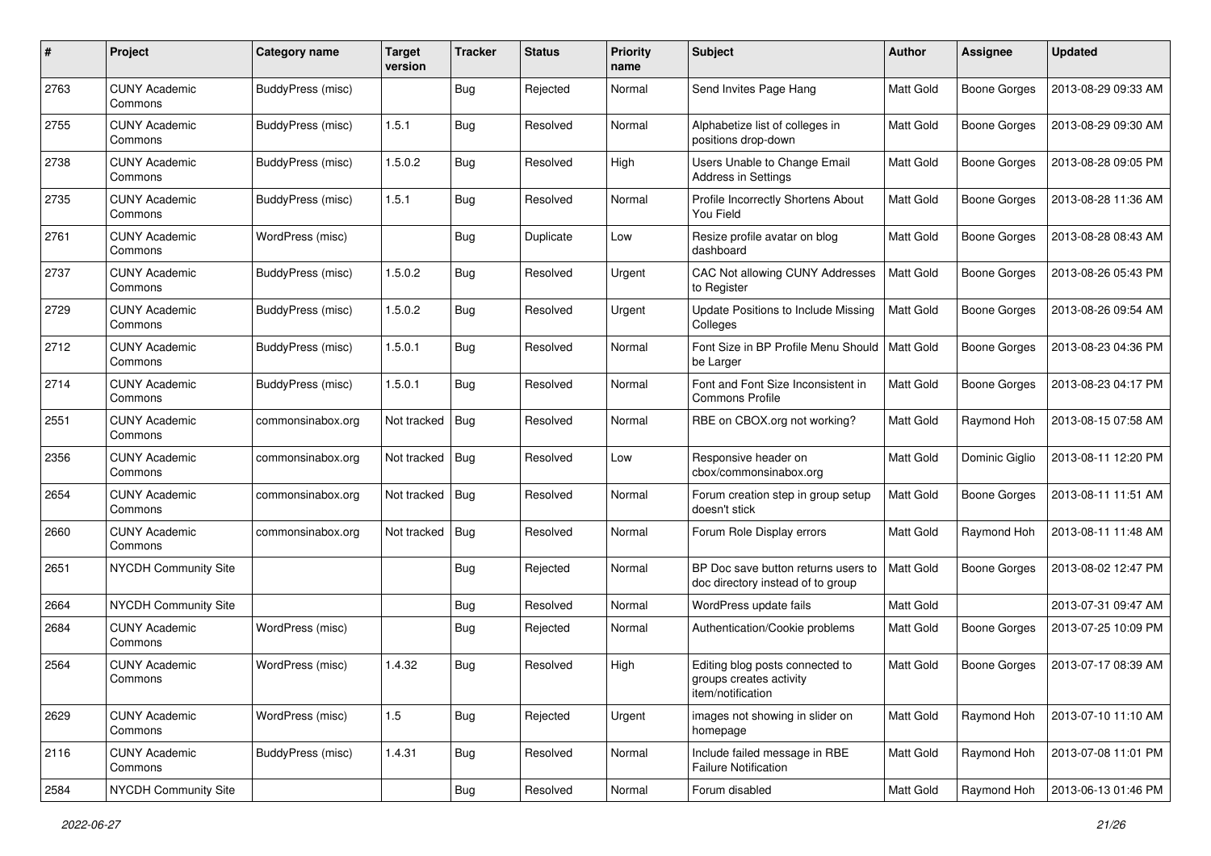| # | Project | Category name | Target version | Tracker | Status | Priority name | Subject | Author | Assignee | Updated |
|---|---|---|---|---|---|---|---|---|---|---|
| 2763 | CUNY Academic Commons | BuddyPress (misc) | | Bug | Rejected | Normal | Send Invites Page Hang | Matt Gold | Boone Gorges | 2013-08-29 09:33 AM |
| 2755 | CUNY Academic Commons | BuddyPress (misc) | 1.5.1 | Bug | Resolved | Normal | Alphabetize list of colleges in positions drop-down | Matt Gold | Boone Gorges | 2013-08-29 09:30 AM |
| 2738 | CUNY Academic Commons | BuddyPress (misc) | 1.5.0.2 | Bug | Resolved | High | Users Unable to Change Email Address in Settings | Matt Gold | Boone Gorges | 2013-08-28 09:05 PM |
| 2735 | CUNY Academic Commons | BuddyPress (misc) | 1.5.1 | Bug | Resolved | Normal | Profile Incorrectly Shortens About You Field | Matt Gold | Boone Gorges | 2013-08-28 11:36 AM |
| 2761 | CUNY Academic Commons | WordPress (misc) | | Bug | Duplicate | Low | Resize profile avatar on blog dashboard | Matt Gold | Boone Gorges | 2013-08-28 08:43 AM |
| 2737 | CUNY Academic Commons | BuddyPress (misc) | 1.5.0.2 | Bug | Resolved | Urgent | CAC Not allowing CUNY Addresses to Register | Matt Gold | Boone Gorges | 2013-08-26 05:43 PM |
| 2729 | CUNY Academic Commons | BuddyPress (misc) | 1.5.0.2 | Bug | Resolved | Urgent | Update Positions to Include Missing Colleges | Matt Gold | Boone Gorges | 2013-08-26 09:54 AM |
| 2712 | CUNY Academic Commons | BuddyPress (misc) | 1.5.0.1 | Bug | Resolved | Normal | Font Size in BP Profile Menu Should be Larger | Matt Gold | Boone Gorges | 2013-08-23 04:36 PM |
| 2714 | CUNY Academic Commons | BuddyPress (misc) | 1.5.0.1 | Bug | Resolved | Normal | Font and Font Size Inconsistent in Commons Profile | Matt Gold | Boone Gorges | 2013-08-23 04:17 PM |
| 2551 | CUNY Academic Commons | commonsinabox.org | Not tracked | Bug | Resolved | Normal | RBE on CBOX.org not working? | Matt Gold | Raymond Hoh | 2013-08-15 07:58 AM |
| 2356 | CUNY Academic Commons | commonsinabox.org | Not tracked | Bug | Resolved | Low | Responsive header on cbox/commonsinabox.org | Matt Gold | Dominic Giglio | 2013-08-11 12:20 PM |
| 2654 | CUNY Academic Commons | commonsinabox.org | Not tracked | Bug | Resolved | Normal | Forum creation step in group setup doesn't stick | Matt Gold | Boone Gorges | 2013-08-11 11:51 AM |
| 2660 | CUNY Academic Commons | commonsinabox.org | Not tracked | Bug | Resolved | Normal | Forum Role Display errors | Matt Gold | Raymond Hoh | 2013-08-11 11:48 AM |
| 2651 | NYCDH Community Site | | | Bug | Rejected | Normal | BP Doc save button returns users to doc directory instead of to group | Matt Gold | Boone Gorges | 2013-08-02 12:47 PM |
| 2664 | NYCDH Community Site | | | Bug | Resolved | Normal | WordPress update fails | Matt Gold | | 2013-07-31 09:47 AM |
| 2684 | CUNY Academic Commons | WordPress (misc) | | Bug | Rejected | Normal | Authentication/Cookie problems | Matt Gold | Boone Gorges | 2013-07-25 10:09 PM |
| 2564 | CUNY Academic Commons | WordPress (misc) | 1.4.32 | Bug | Resolved | High | Editing blog posts connected to groups creates activity item/notification | Matt Gold | Boone Gorges | 2013-07-17 08:39 AM |
| 2629 | CUNY Academic Commons | WordPress (misc) | 1.5 | Bug | Rejected | Urgent | images not showing in slider on homepage | Matt Gold | Raymond Hoh | 2013-07-10 11:10 AM |
| 2116 | CUNY Academic Commons | BuddyPress (misc) | 1.4.31 | Bug | Resolved | Normal | Include failed message in RBE Failure Notification | Matt Gold | Raymond Hoh | 2013-07-08 11:01 PM |
| 2584 | NYCDH Community Site | | | Bug | Resolved | Normal | Forum disabled | Matt Gold | Raymond Hoh | 2013-06-13 01:46 PM |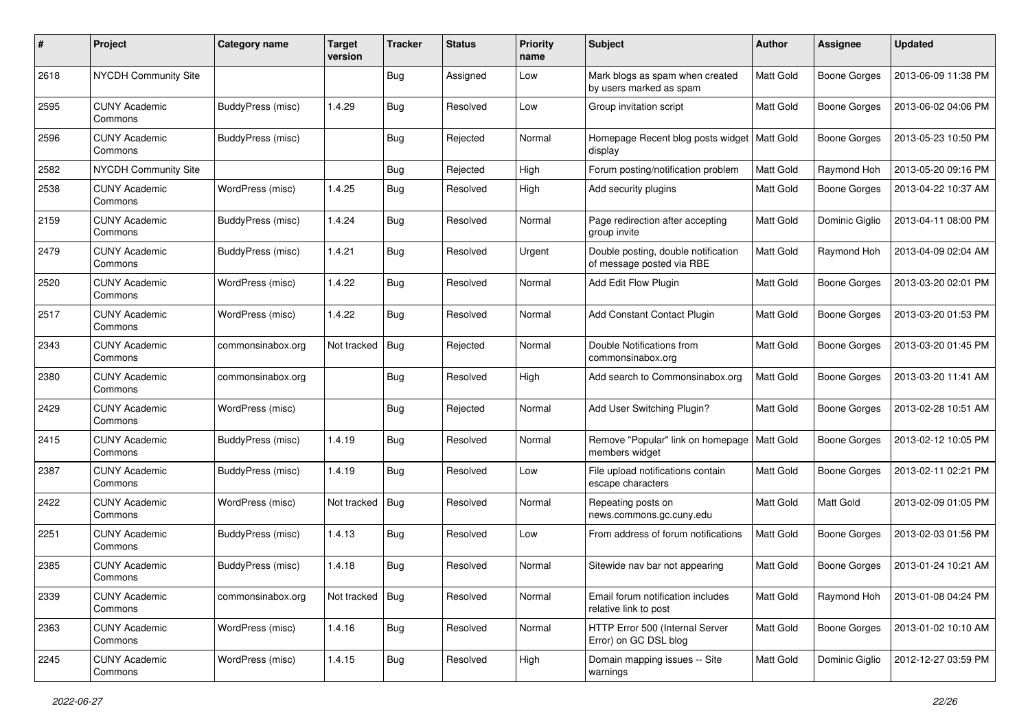| # | Project | Category name | Target version | Tracker | Status | Priority name | Subject | Author | Assignee | Updated |
|---|---|---|---|---|---|---|---|---|---|---|
| 2618 | NYCDH Community Site | | | Bug | Assigned | Low | Mark blogs as spam when created by users marked as spam | Matt Gold | Boone Gorges | 2013-06-09 11:38 PM |
| 2595 | CUNY Academic Commons | BuddyPress (misc) | 1.4.29 | Bug | Resolved | Low | Group invitation script | Matt Gold | Boone Gorges | 2013-06-02 04:06 PM |
| 2596 | CUNY Academic Commons | BuddyPress (misc) | | Bug | Rejected | Normal | Homepage Recent blog posts widget display | Matt Gold | Boone Gorges | 2013-05-23 10:50 PM |
| 2582 | NYCDH Community Site | | | Bug | Rejected | High | Forum posting/notification problem | Matt Gold | Raymond Hoh | 2013-05-20 09:16 PM |
| 2538 | CUNY Academic Commons | WordPress (misc) | 1.4.25 | Bug | Resolved | High | Add security plugins | Matt Gold | Boone Gorges | 2013-04-22 10:37 AM |
| 2159 | CUNY Academic Commons | BuddyPress (misc) | 1.4.24 | Bug | Resolved | Normal | Page redirection after accepting group invite | Matt Gold | Dominic Giglio | 2013-04-11 08:00 PM |
| 2479 | CUNY Academic Commons | BuddyPress (misc) | 1.4.21 | Bug | Resolved | Urgent | Double posting, double notification of message posted via RBE | Matt Gold | Raymond Hoh | 2013-04-09 02:04 AM |
| 2520 | CUNY Academic Commons | WordPress (misc) | 1.4.22 | Bug | Resolved | Normal | Add Edit Flow Plugin | Matt Gold | Boone Gorges | 2013-03-20 02:01 PM |
| 2517 | CUNY Academic Commons | WordPress (misc) | 1.4.22 | Bug | Resolved | Normal | Add Constant Contact Plugin | Matt Gold | Boone Gorges | 2013-03-20 01:53 PM |
| 2343 | CUNY Academic Commons | commonsinabox.org | Not tracked | Bug | Rejected | Normal | Double Notifications from commonsinabox.org | Matt Gold | Boone Gorges | 2013-03-20 01:45 PM |
| 2380 | CUNY Academic Commons | commonsinabox.org | | Bug | Resolved | High | Add search to Commonsinabox.org | Matt Gold | Boone Gorges | 2013-03-20 11:41 AM |
| 2429 | CUNY Academic Commons | WordPress (misc) | | Bug | Rejected | Normal | Add User Switching Plugin? | Matt Gold | Boone Gorges | 2013-02-28 10:51 AM |
| 2415 | CUNY Academic Commons | BuddyPress (misc) | 1.4.19 | Bug | Resolved | Normal | Remove "Popular" link on homepage members widget | Matt Gold | Boone Gorges | 2013-02-12 10:05 PM |
| 2387 | CUNY Academic Commons | BuddyPress (misc) | 1.4.19 | Bug | Resolved | Low | File upload notifications contain escape characters | Matt Gold | Boone Gorges | 2013-02-11 02:21 PM |
| 2422 | CUNY Academic Commons | WordPress (misc) | Not tracked | Bug | Resolved | Normal | Repeating posts on news.commons.gc.cuny.edu | Matt Gold | Matt Gold | 2013-02-09 01:05 PM |
| 2251 | CUNY Academic Commons | BuddyPress (misc) | 1.4.13 | Bug | Resolved | Low | From address of forum notifications | Matt Gold | Boone Gorges | 2013-02-03 01:56 PM |
| 2385 | CUNY Academic Commons | BuddyPress (misc) | 1.4.18 | Bug | Resolved | Normal | Sitewide nav bar not appearing | Matt Gold | Boone Gorges | 2013-01-24 10:21 AM |
| 2339 | CUNY Academic Commons | commonsinabox.org | Not tracked | Bug | Resolved | Normal | Email forum notification includes relative link to post | Matt Gold | Raymond Hoh | 2013-01-08 04:24 PM |
| 2363 | CUNY Academic Commons | WordPress (misc) | 1.4.16 | Bug | Resolved | Normal | HTTP Error 500 (Internal Server Error) on GC DSL blog | Matt Gold | Boone Gorges | 2013-01-02 10:10 AM |
| 2245 | CUNY Academic Commons | WordPress (misc) | 1.4.15 | Bug | Resolved | High | Domain mapping issues -- Site warnings | Matt Gold | Dominic Giglio | 2012-12-27 03:59 PM |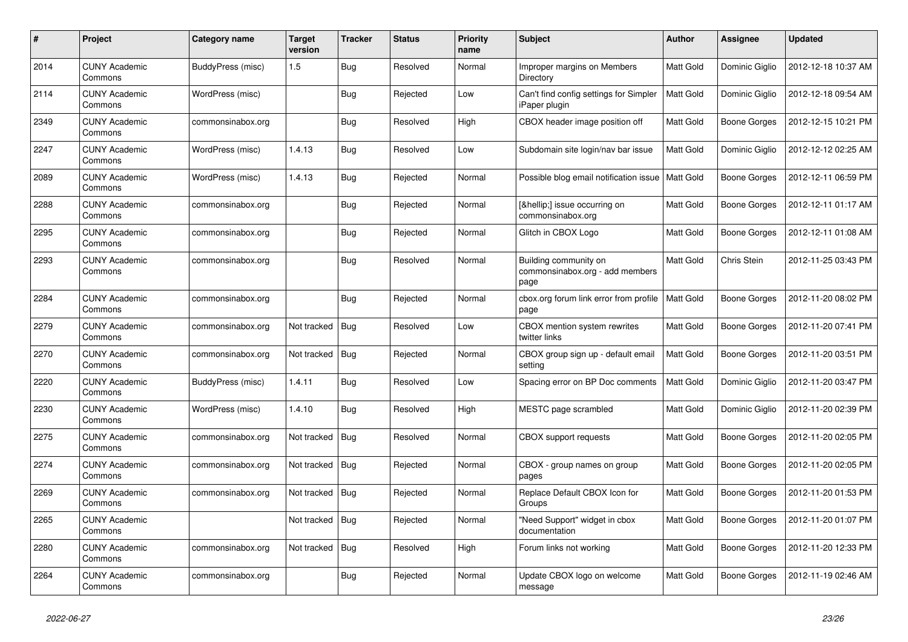| # | Project | Category name | Target version | Tracker | Status | Priority name | Subject | Author | Assignee | Updated |
|---|---|---|---|---|---|---|---|---|---|---|
| 2014 | CUNY Academic Commons | BuddyPress (misc) | 1.5 | Bug | Resolved | Normal | Improper margins on Members Directory | Matt Gold | Dominic Giglio | 2012-12-18 10:37 AM |
| 2114 | CUNY Academic Commons | WordPress (misc) | | Bug | Rejected | Low | Can't find config settings for Simpler iPaper plugin | Matt Gold | Dominic Giglio | 2012-12-18 09:54 AM |
| 2349 | CUNY Academic Commons | commonsinabox.org | | Bug | Resolved | High | CBOX header image position off | Matt Gold | Boone Gorges | 2012-12-15 10:21 PM |
| 2247 | CUNY Academic Commons | WordPress (misc) | 1.4.13 | Bug | Resolved | Low | Subdomain site login/nav bar issue | Matt Gold | Dominic Giglio | 2012-12-12 02:25 AM |
| 2089 | CUNY Academic Commons | WordPress (misc) | 1.4.13 | Bug | Rejected | Normal | Possible blog email notification issue | Matt Gold | Boone Gorges | 2012-12-11 06:59 PM |
| 2288 | CUNY Academic Commons | commonsinabox.org | | Bug | Rejected | Normal | [&hellip;] issue occurring on commonsinabox.org | Matt Gold | Boone Gorges | 2012-12-11 01:17 AM |
| 2295 | CUNY Academic Commons | commonsinabox.org | | Bug | Rejected | Normal | Glitch in CBOX Logo | Matt Gold | Boone Gorges | 2012-12-11 01:08 AM |
| 2293 | CUNY Academic Commons | commonsinabox.org | | Bug | Resolved | Normal | Building community on commonsinabox.org - add members page | Matt Gold | Chris Stein | 2012-11-25 03:43 PM |
| 2284 | CUNY Academic Commons | commonsinabox.org | | Bug | Rejected | Normal | cbox.org forum link error from profile page | Matt Gold | Boone Gorges | 2012-11-20 08:02 PM |
| 2279 | CUNY Academic Commons | commonsinabox.org | Not tracked | Bug | Resolved | Low | CBOX mention system rewrites twitter links | Matt Gold | Boone Gorges | 2012-11-20 07:41 PM |
| 2270 | CUNY Academic Commons | commonsinabox.org | Not tracked | Bug | Rejected | Normal | CBOX group sign up - default email setting | Matt Gold | Boone Gorges | 2012-11-20 03:51 PM |
| 2220 | CUNY Academic Commons | BuddyPress (misc) | 1.4.11 | Bug | Resolved | Low | Spacing error on BP Doc comments | Matt Gold | Dominic Giglio | 2012-11-20 03:47 PM |
| 2230 | CUNY Academic Commons | WordPress (misc) | 1.4.10 | Bug | Resolved | High | MESTC page scrambled | Matt Gold | Dominic Giglio | 2012-11-20 02:39 PM |
| 2275 | CUNY Academic Commons | commonsinabox.org | Not tracked | Bug | Resolved | Normal | CBOX support requests | Matt Gold | Boone Gorges | 2012-11-20 02:05 PM |
| 2274 | CUNY Academic Commons | commonsinabox.org | Not tracked | Bug | Rejected | Normal | CBOX - group names on group pages | Matt Gold | Boone Gorges | 2012-11-20 02:05 PM |
| 2269 | CUNY Academic Commons | commonsinabox.org | Not tracked | Bug | Rejected | Normal | Replace Default CBOX Icon for Groups | Matt Gold | Boone Gorges | 2012-11-20 01:53 PM |
| 2265 | CUNY Academic Commons | | Not tracked | Bug | Rejected | Normal | "Need Support" widget in cbox documentation | Matt Gold | Boone Gorges | 2012-11-20 01:07 PM |
| 2280 | CUNY Academic Commons | commonsinabox.org | Not tracked | Bug | Resolved | High | Forum links not working | Matt Gold | Boone Gorges | 2012-11-20 12:33 PM |
| 2264 | CUNY Academic Commons | commonsinabox.org | | Bug | Rejected | Normal | Update CBOX logo on welcome message | Matt Gold | Boone Gorges | 2012-11-19 02:46 AM |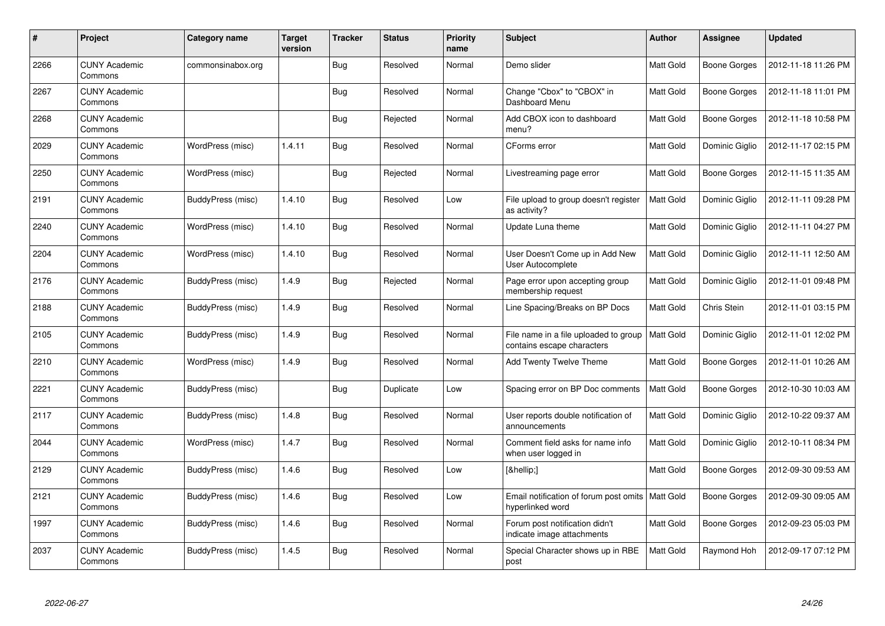| # | Project | Category name | Target version | Tracker | Status | Priority name | Subject | Author | Assignee | Updated |
|---|---|---|---|---|---|---|---|---|---|---|
| 2266 | CUNY Academic Commons | commonsinabox.org | | Bug | Resolved | Normal | Demo slider | Matt Gold | Boone Gorges | 2012-11-18 11:26 PM |
| 2267 | CUNY Academic Commons | | | Bug | Resolved | Normal | Change "Cbox" to "CBOX" in Dashboard Menu | Matt Gold | Boone Gorges | 2012-11-18 11:01 PM |
| 2268 | CUNY Academic Commons | | | Bug | Rejected | Normal | Add CBOX icon to dashboard menu? | Matt Gold | Boone Gorges | 2012-11-18 10:58 PM |
| 2029 | CUNY Academic Commons | WordPress (misc) | 1.4.11 | Bug | Resolved | Normal | CForms error | Matt Gold | Dominic Giglio | 2012-11-17 02:15 PM |
| 2250 | CUNY Academic Commons | WordPress (misc) | | Bug | Rejected | Normal | Livestreaming page error | Matt Gold | Boone Gorges | 2012-11-15 11:35 AM |
| 2191 | CUNY Academic Commons | BuddyPress (misc) | 1.4.10 | Bug | Resolved | Low | File upload to group doesn't register as activity? | Matt Gold | Dominic Giglio | 2012-11-11 09:28 PM |
| 2240 | CUNY Academic Commons | WordPress (misc) | 1.4.10 | Bug | Resolved | Normal | Update Luna theme | Matt Gold | Dominic Giglio | 2012-11-11 04:27 PM |
| 2204 | CUNY Academic Commons | WordPress (misc) | 1.4.10 | Bug | Resolved | Normal | User Doesn't Come up in Add New User Autocomplete | Matt Gold | Dominic Giglio | 2012-11-11 12:50 AM |
| 2176 | CUNY Academic Commons | BuddyPress (misc) | 1.4.9 | Bug | Rejected | Normal | Page error upon accepting group membership request | Matt Gold | Dominic Giglio | 2012-11-01 09:48 PM |
| 2188 | CUNY Academic Commons | BuddyPress (misc) | 1.4.9 | Bug | Resolved | Normal | Line Spacing/Breaks on BP Docs | Matt Gold | Chris Stein | 2012-11-01 03:15 PM |
| 2105 | CUNY Academic Commons | BuddyPress (misc) | 1.4.9 | Bug | Resolved | Normal | File name in a file uploaded to group contains escape characters | Matt Gold | Dominic Giglio | 2012-11-01 12:02 PM |
| 2210 | CUNY Academic Commons | WordPress (misc) | 1.4.9 | Bug | Resolved | Normal | Add Twenty Twelve Theme | Matt Gold | Boone Gorges | 2012-11-01 10:26 AM |
| 2221 | CUNY Academic Commons | BuddyPress (misc) | | Bug | Duplicate | Low | Spacing error on BP Doc comments | Matt Gold | Boone Gorges | 2012-10-30 10:03 AM |
| 2117 | CUNY Academic Commons | BuddyPress (misc) | 1.4.8 | Bug | Resolved | Normal | User reports double notification of announcements | Matt Gold | Dominic Giglio | 2012-10-22 09:37 AM |
| 2044 | CUNY Academic Commons | WordPress (misc) | 1.4.7 | Bug | Resolved | Normal | Comment field asks for name info when user logged in | Matt Gold | Dominic Giglio | 2012-10-11 08:34 PM |
| 2129 | CUNY Academic Commons | BuddyPress (misc) | 1.4.6 | Bug | Resolved | Low | [&hellip;] | Matt Gold | Boone Gorges | 2012-09-30 09:53 AM |
| 2121 | CUNY Academic Commons | BuddyPress (misc) | 1.4.6 | Bug | Resolved | Low | Email notification of forum post omits hyperlinked word | Matt Gold | Boone Gorges | 2012-09-30 09:05 AM |
| 1997 | CUNY Academic Commons | BuddyPress (misc) | 1.4.6 | Bug | Resolved | Normal | Forum post notification didn't indicate image attachments | Matt Gold | Boone Gorges | 2012-09-23 05:03 PM |
| 2037 | CUNY Academic Commons | BuddyPress (misc) | 1.4.5 | Bug | Resolved | Normal | Special Character shows up in RBE post | Matt Gold | Raymond Hoh | 2012-09-17 07:12 PM |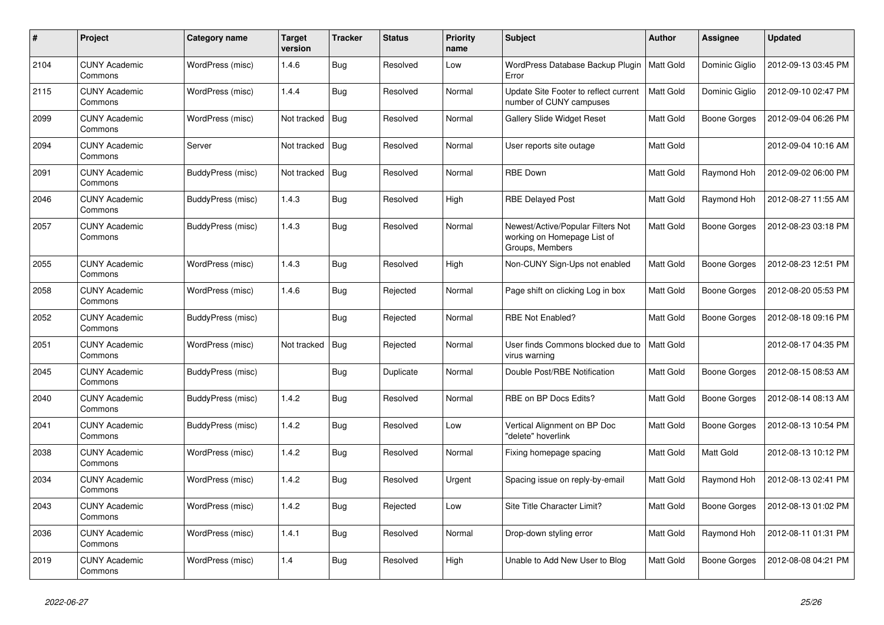| # | Project | Category name | Target version | Tracker | Status | Priority name | Subject | Author | Assignee | Updated |
|---|---|---|---|---|---|---|---|---|---|---|
| 2104 | CUNY Academic Commons | WordPress (misc) | 1.4.6 | Bug | Resolved | Low | WordPress Database Backup Plugin Error | Matt Gold | Dominic Giglio | 2012-09-13 03:45 PM |
| 2115 | CUNY Academic Commons | WordPress (misc) | 1.4.4 | Bug | Resolved | Normal | Update Site Footer to reflect current number of CUNY campuses | Matt Gold | Dominic Giglio | 2012-09-10 02:47 PM |
| 2099 | CUNY Academic Commons | WordPress (misc) | Not tracked | Bug | Resolved | Normal | Gallery Slide Widget Reset | Matt Gold | Boone Gorges | 2012-09-04 06:26 PM |
| 2094 | CUNY Academic Commons | Server | Not tracked | Bug | Resolved | Normal | User reports site outage | Matt Gold | | 2012-09-04 10:16 AM |
| 2091 | CUNY Academic Commons | BuddyPress (misc) | Not tracked | Bug | Resolved | Normal | RBE Down | Matt Gold | Raymond Hoh | 2012-09-02 06:00 PM |
| 2046 | CUNY Academic Commons | BuddyPress (misc) | 1.4.3 | Bug | Resolved | High | RBE Delayed Post | Matt Gold | Raymond Hoh | 2012-08-27 11:55 AM |
| 2057 | CUNY Academic Commons | BuddyPress (misc) | 1.4.3 | Bug | Resolved | Normal | Newest/Active/Popular Filters Not working on Homepage List of Groups, Members | Matt Gold | Boone Gorges | 2012-08-23 03:18 PM |
| 2055 | CUNY Academic Commons | WordPress (misc) | 1.4.3 | Bug | Resolved | High | Non-CUNY Sign-Ups not enabled | Matt Gold | Boone Gorges | 2012-08-23 12:51 PM |
| 2058 | CUNY Academic Commons | WordPress (misc) | 1.4.6 | Bug | Rejected | Normal | Page shift on clicking Log in box | Matt Gold | Boone Gorges | 2012-08-20 05:53 PM |
| 2052 | CUNY Academic Commons | BuddyPress (misc) | | Bug | Rejected | Normal | RBE Not Enabled? | Matt Gold | Boone Gorges | 2012-08-18 09:16 PM |
| 2051 | CUNY Academic Commons | WordPress (misc) | Not tracked | Bug | Rejected | Normal | User finds Commons blocked due to virus warning | Matt Gold | | 2012-08-17 04:35 PM |
| 2045 | CUNY Academic Commons | BuddyPress (misc) | | Bug | Duplicate | Normal | Double Post/RBE Notification | Matt Gold | Boone Gorges | 2012-08-15 08:53 AM |
| 2040 | CUNY Academic Commons | BuddyPress (misc) | 1.4.2 | Bug | Resolved | Normal | RBE on BP Docs Edits? | Matt Gold | Boone Gorges | 2012-08-14 08:13 AM |
| 2041 | CUNY Academic Commons | BuddyPress (misc) | 1.4.2 | Bug | Resolved | Low | Vertical Alignment on BP Doc "delete" hoverlink | Matt Gold | Boone Gorges | 2012-08-13 10:54 PM |
| 2038 | CUNY Academic Commons | WordPress (misc) | 1.4.2 | Bug | Resolved | Normal | Fixing homepage spacing | Matt Gold | Matt Gold | 2012-08-13 10:12 PM |
| 2034 | CUNY Academic Commons | WordPress (misc) | 1.4.2 | Bug | Resolved | Urgent | Spacing issue on reply-by-email | Matt Gold | Raymond Hoh | 2012-08-13 02:41 PM |
| 2043 | CUNY Academic Commons | WordPress (misc) | 1.4.2 | Bug | Rejected | Low | Site Title Character Limit? | Matt Gold | Boone Gorges | 2012-08-13 01:02 PM |
| 2036 | CUNY Academic Commons | WordPress (misc) | 1.4.1 | Bug | Resolved | Normal | Drop-down styling error | Matt Gold | Raymond Hoh | 2012-08-11 01:31 PM |
| 2019 | CUNY Academic Commons | WordPress (misc) | 1.4 | Bug | Resolved | High | Unable to Add New User to Blog | Matt Gold | Boone Gorges | 2012-08-08 04:21 PM |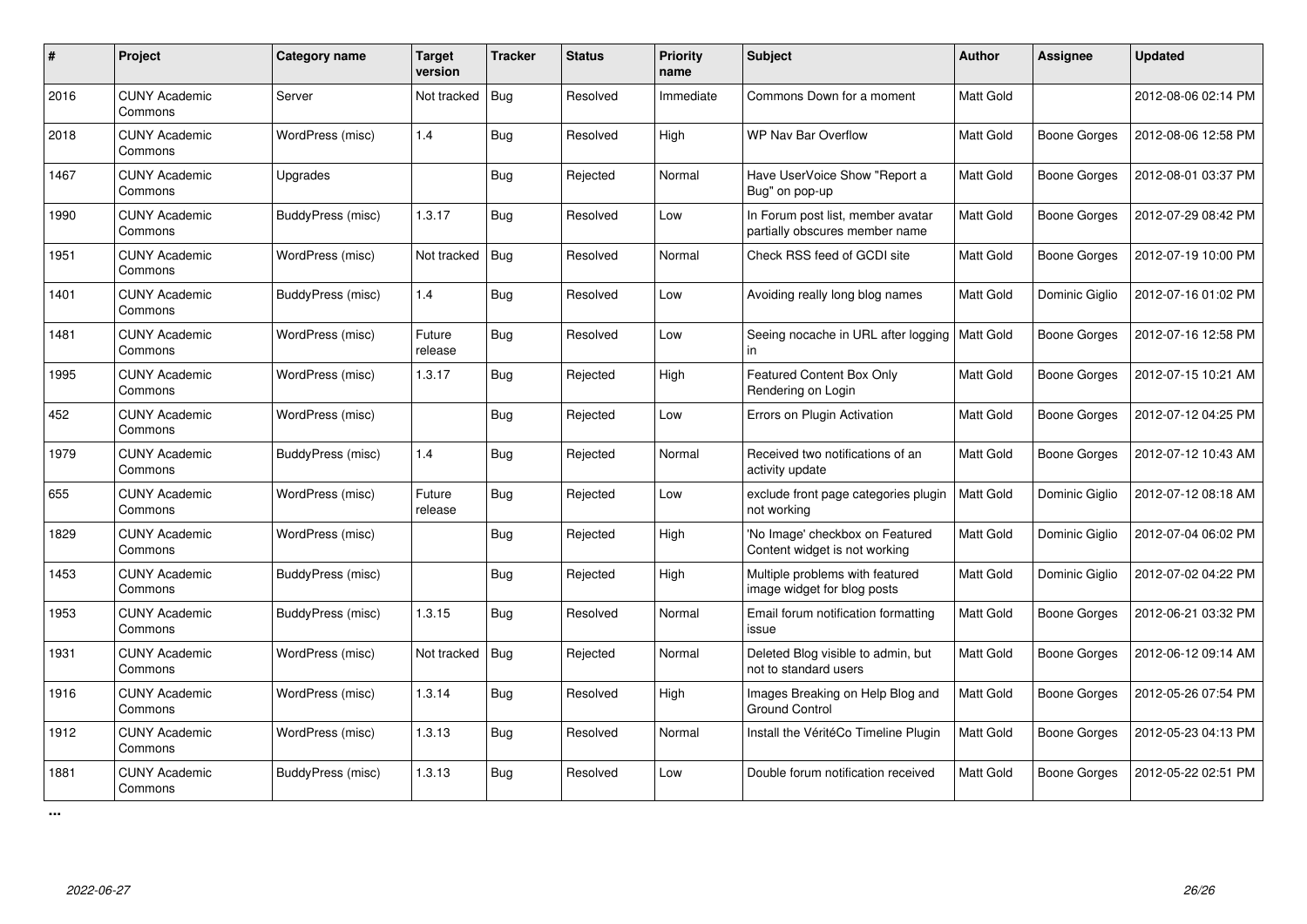| # | Project | Category name | Target version | Tracker | Status | Priority name | Subject | Author | Assignee | Updated |
|---|---|---|---|---|---|---|---|---|---|---|
| 2016 | CUNY Academic Commons | Server | Not tracked | Bug | Resolved | Immediate | Commons Down for a moment | Matt Gold | | 2012-08-06 02:14 PM |
| 2018 | CUNY Academic Commons | WordPress (misc) | 1.4 | Bug | Resolved | High | WP Nav Bar Overflow | Matt Gold | Boone Gorges | 2012-08-06 12:58 PM |
| 1467 | CUNY Academic Commons | Upgrades | | Bug | Rejected | Normal | Have UserVoice Show "Report a Bug" on pop-up | Matt Gold | Boone Gorges | 2012-08-01 03:37 PM |
| 1990 | CUNY Academic Commons | BuddyPress (misc) | 1.3.17 | Bug | Resolved | Low | In Forum post list, member avatar partially obscures member name | Matt Gold | Boone Gorges | 2012-07-29 08:42 PM |
| 1951 | CUNY Academic Commons | WordPress (misc) | Not tracked | Bug | Resolved | Normal | Check RSS feed of GCDI site | Matt Gold | Boone Gorges | 2012-07-19 10:00 PM |
| 1401 | CUNY Academic Commons | BuddyPress (misc) | 1.4 | Bug | Resolved | Low | Avoiding really long blog names | Matt Gold | Dominic Giglio | 2012-07-16 01:02 PM |
| 1481 | CUNY Academic Commons | WordPress (misc) | Future release | Bug | Resolved | Low | Seeing nocache in URL after logging in | Matt Gold | Boone Gorges | 2012-07-16 12:58 PM |
| 1995 | CUNY Academic Commons | WordPress (misc) | 1.3.17 | Bug | Rejected | High | Featured Content Box Only Rendering on Login | Matt Gold | Boone Gorges | 2012-07-15 10:21 AM |
| 452 | CUNY Academic Commons | WordPress (misc) | | Bug | Rejected | Low | Errors on Plugin Activation | Matt Gold | Boone Gorges | 2012-07-12 04:25 PM |
| 1979 | CUNY Academic Commons | BuddyPress (misc) | 1.4 | Bug | Rejected | Normal | Received two notifications of an activity update | Matt Gold | Boone Gorges | 2012-07-12 10:43 AM |
| 655 | CUNY Academic Commons | WordPress (misc) | Future release | Bug | Rejected | Low | exclude front page categories plugin not working | Matt Gold | Dominic Giglio | 2012-07-12 08:18 AM |
| 1829 | CUNY Academic Commons | WordPress (misc) | | Bug | Rejected | High | 'No Image' checkbox on Featured Content widget is not working | Matt Gold | Dominic Giglio | 2012-07-04 06:02 PM |
| 1453 | CUNY Academic Commons | BuddyPress (misc) | | Bug | Rejected | High | Multiple problems with featured image widget for blog posts | Matt Gold | Dominic Giglio | 2012-07-02 04:22 PM |
| 1953 | CUNY Academic Commons | BuddyPress (misc) | 1.3.15 | Bug | Resolved | Normal | Email forum notification formatting issue | Matt Gold | Boone Gorges | 2012-06-21 03:32 PM |
| 1931 | CUNY Academic Commons | WordPress (misc) | Not tracked | Bug | Rejected | Normal | Deleted Blog visible to admin, but not to standard users | Matt Gold | Boone Gorges | 2012-06-12 09:14 AM |
| 1916 | CUNY Academic Commons | WordPress (misc) | 1.3.14 | Bug | Resolved | High | Images Breaking on Help Blog and Ground Control | Matt Gold | Boone Gorges | 2012-05-26 07:54 PM |
| 1912 | CUNY Academic Commons | WordPress (misc) | 1.3.13 | Bug | Resolved | Normal | Install the VéritéCo Timeline Plugin | Matt Gold | Boone Gorges | 2012-05-23 04:13 PM |
| 1881 | CUNY Academic Commons | BuddyPress (misc) | 1.3.13 | Bug | Resolved | Low | Double forum notification received | Matt Gold | Boone Gorges | 2012-05-22 02:51 PM |

...